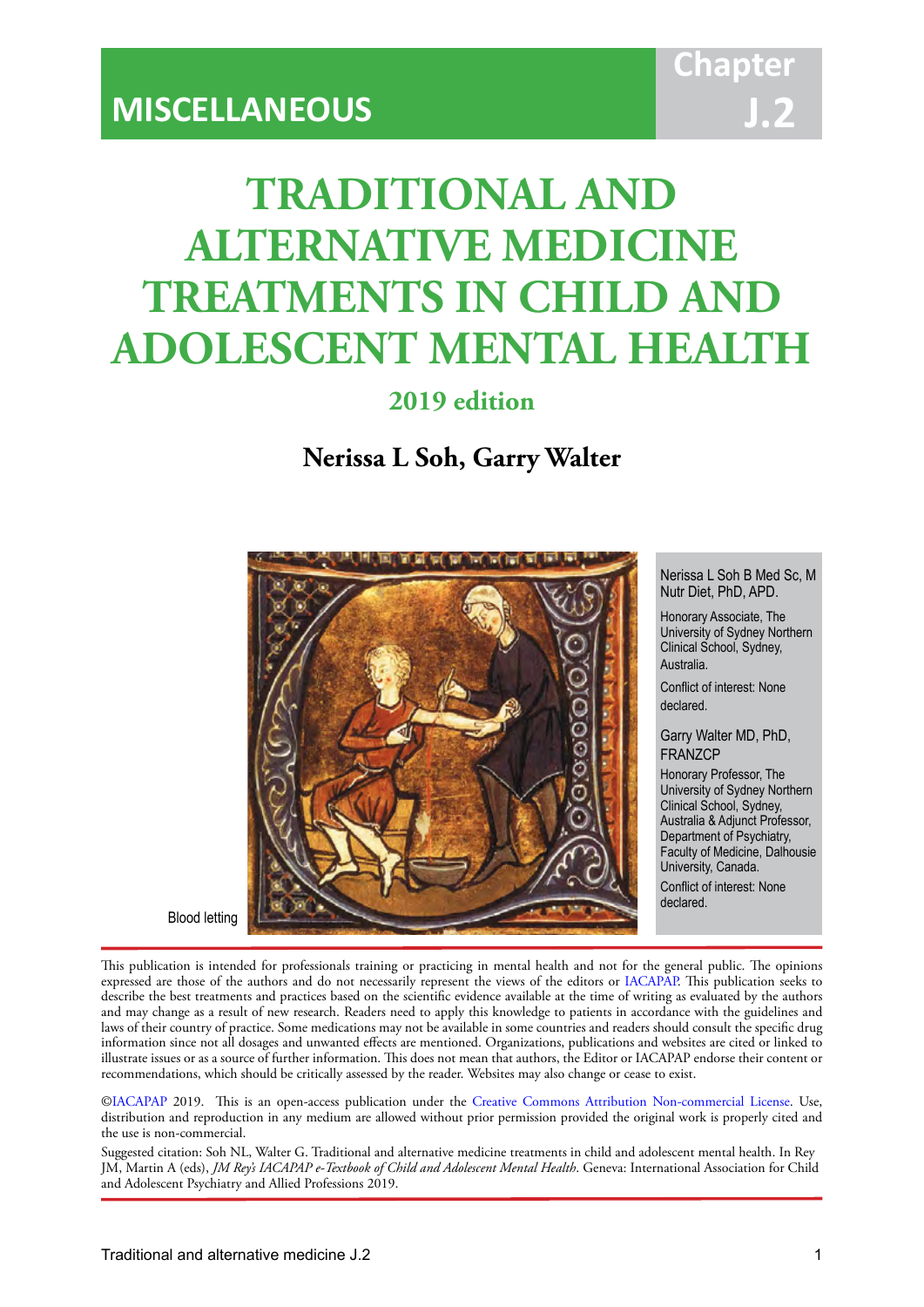MISCELLANEOUS

Chapter J.2

# TRADITIONAL AND ALTERNATIVE MEDICINE TREATMENTS IN CHILD AND ADOLESCENT MENTAL HEALTH

## 2019 edition

**Nerissa L Soh, Garry Walter**

Blood letting

Nerissa L Soh B Med Sc, M Nutr Diet, PhD, APD.

Honorary Associate, The University of Sydney Northern Clinical School, Sydney, Australia.

Conflict of interest: None declared.

Garry Walter MD, PhD, FRANZCP

Honorary Professor, The University of Sydney Northern Clinical School, Sydney, Australia & Adjunct Professor, Department of Psychiatry, Faculty of Medicine, Dalhousie University, Canada.

Conflict of interest: None declared.

This publication is intended for professionals training or practicing in mental health and not for the general public. The opinions expressed are those of the authors and do not necessarily represent the views of the editors or IACAPAP. This publication seeks to describe the best treatments and practices based on the scientific evidence available at the time of writing as evaluated by the authors and may change as a result of new research. Readers need to apply this knowledge to patients in accordance with the guidelines and laws of their country of practice. Some medications may not be available in some countries and readers should consult the specific drug information since not all dosages and unwanted effects are mentioned. Organizations, publications and websites are cited or linked to illustrate issues or as a source of further information. This does not mean that authors, the Editor or IACAPAP endorse their content or recommendations, which should be critically assessed by the reader. Websites may also change or cease to exist.

©IACAPAP 2019. This is an open-access publication under the Creative Commons Attribution Non-commercial License. Use, distribution and reproduction in any medium are allowed without prior permission provided the original work is properly cited and the use is non-commercial.

Suggested citation: Soh NL, Walter G. Traditional and alternative medicine treatments in child and adolescent mental health. In Rey JM, Martin A (eds), *JM Rey's IACAPAP e-Textbook of Child and Adolescent Mental Health*. Geneva: International Association for Child and Adolescent Psychiatry and Allied Professions 2019.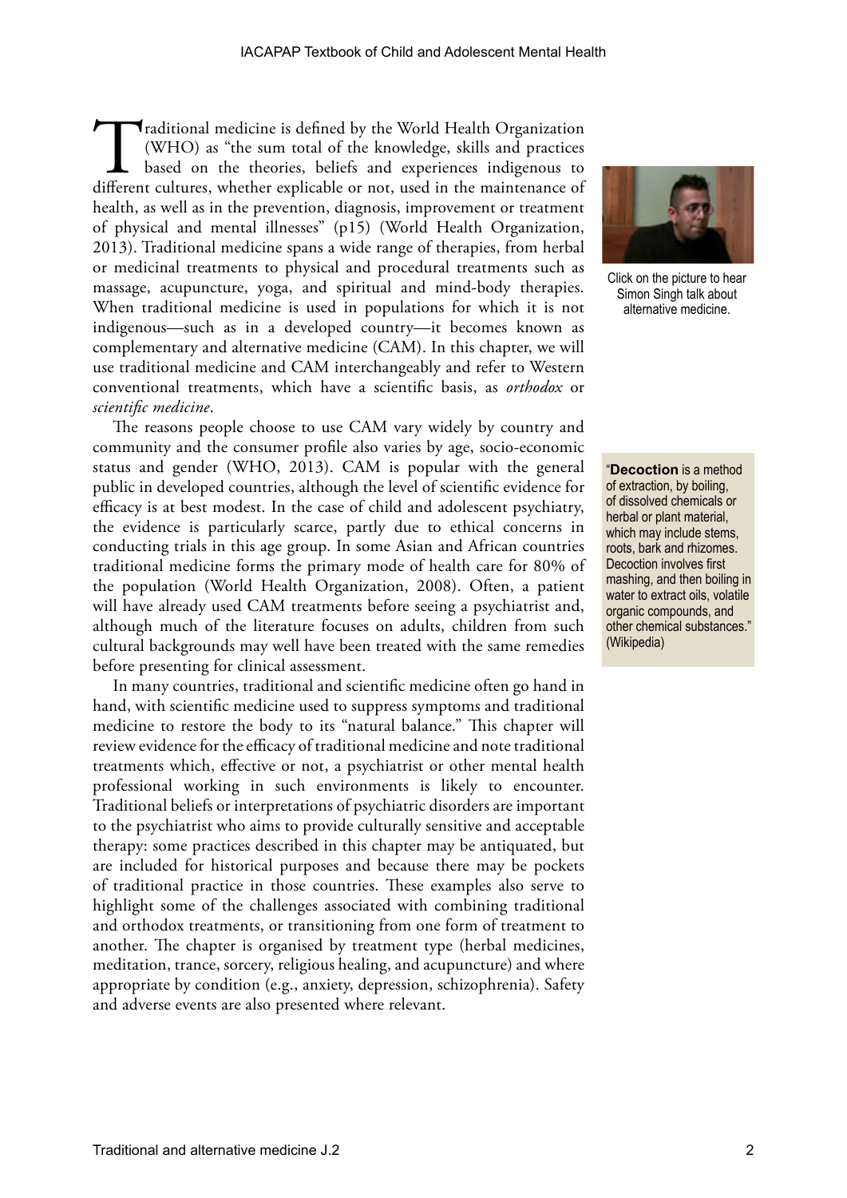Traditional medicine is defined by the World Health Organization (WHO) as "the sum total of the knowledge, skills and practices based on the theories, beliefs and experiences indigenous to different cultures, whether explicable or not, used in the maintenance of health, as well as in the prevention, diagnosis, improvement or treatment of physical and mental illnesses" (p15) (World Health Organization, 2013). Traditional medicine spans a wide range of therapies, from herbal or medicinal treatments to physical and procedural treatments such as massage, acupuncture, yoga, and spiritual and mind-body therapies. When traditional medicine is used in populations for which it is not indigenous—such as in a developed country—it becomes known as complementary and alternative medicine (CAM). In this chapter, we will use traditional medicine and CAM interchangeably and refer to Western conventional treatments, which have a scientific basis, as *orthodox* or *scientific medicine*.

Click on the picture to hear Simon Singh talk about alternative medicine.

The reasons people choose to use CAM vary widely by country and community and the consumer profile also varies by age, socio-economic status and gender (WHO, 2013). CAM is popular with the general public in developed countries, although the level of scientific evidence for efficacy is at best modest. In the case of child and adolescent psychiatry, the evidence is particularly scarce, partly due to ethical concerns in conducting trials in this age group. In some Asian and African countries traditional medicine forms the primary mode of health care for 80% of the population (World Health Organization, 2008). Often, a patient will have already used CAM treatments before seeing a psychiatrist and, although much of the literature focuses on adults, children from such cultural backgrounds may well have been treated with the same remedies before presenting for clinical assessment.

"**Decoction** is a method of extraction, by boiling, of dissolved chemicals or herbal or plant material, which may include stems, roots, bark and rhizomes. Decoction involves first mashing, and then boiling in water to extract oils, volatile organic compounds, and other chemical substances." (Wikipedia)

In many countries, traditional and scientific medicine often go hand in hand, with scientific medicine used to suppress symptoms and traditional medicine to restore the body to its "natural balance." This chapter will review evidence for the efficacy of traditional medicine and note traditional treatments which, effective or not, a psychiatrist or other mental health professional working in such environments is likely to encounter. Traditional beliefs or interpretations of psychiatric disorders are important to the psychiatrist who aims to provide culturally sensitive and acceptable therapy: some practices described in this chapter may be antiquated, but are included for historical purposes and because there may be pockets of traditional practice in those countries. These examples also serve to highlight some of the challenges associated with combining traditional and orthodox treatments, or transitioning from one form of treatment to another. The chapter is organised by treatment type (herbal medicines, meditation, trance, sorcery, religious healing, and acupuncture) and where appropriate by condition (e.g., anxiety, depression, schizophrenia). Safety and adverse events are also presented where relevant.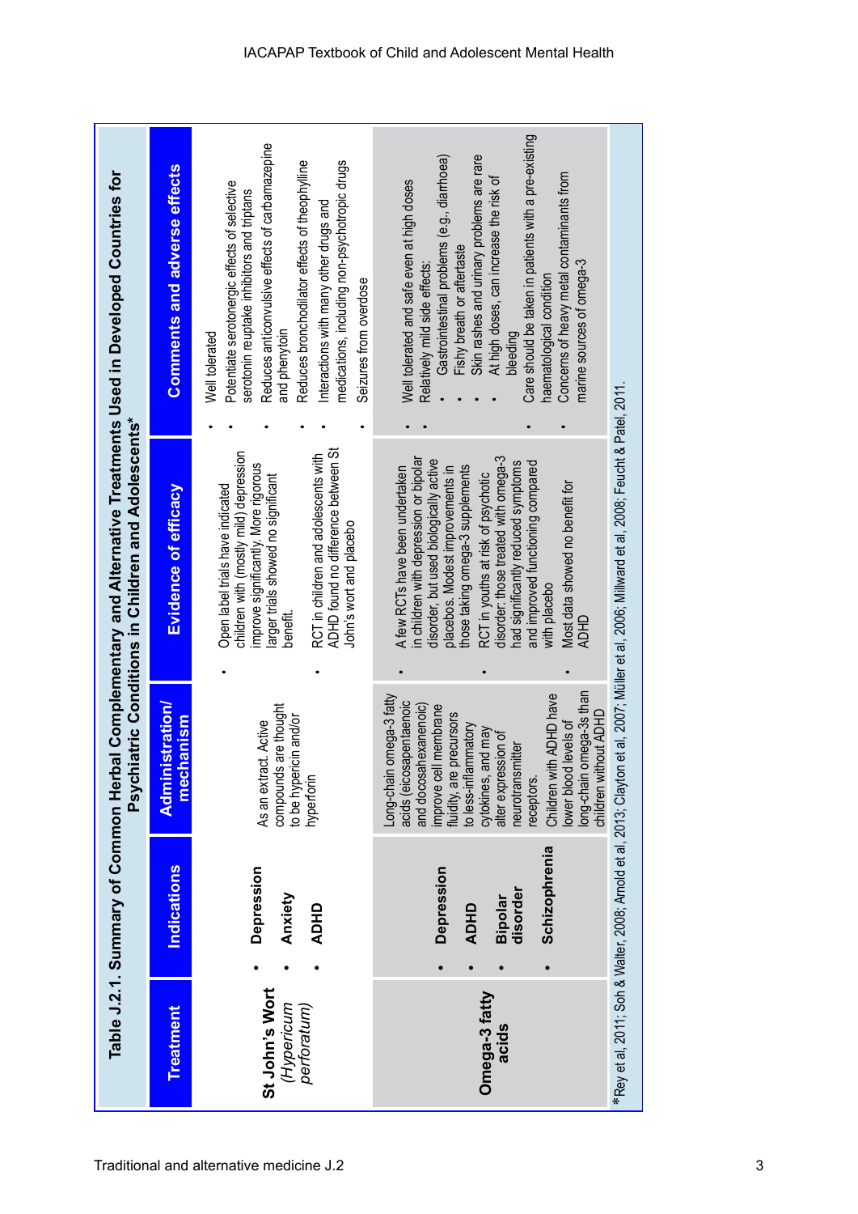**Table J.2.1. Summary of Common Herbal Complementary and Alternative Treatments Used in Developed Countries for Psychiatric Conditions in Children and Adolescents***

| Treatment | Indications | Administration/ mechanism | Evidence of efficacy | Comments and adverse effects |
|---|---|---|---|---|
| **St John's Wort** *(Hypericum perforatum)* | • **Depression** <br> • **Anxiety** <br> • **ADHD** | As an extract. Active compounds are thought to be hypericin and/or hyperforin | • Open label trials have indicated children with (mostly mild) depression improve significantly. More rigorous larger trials showed no significant benefit. <br> • RCT in children and adolescents with ADHD found no difference between St John's wort and placebo | • Well tolerated <br> • Potentiate serotonergic effects of selective serotonin reuptake inhibitors and triptans <br> • Reduces anticonvulsive effects of carbamazepine and phenytoin <br> • Reduces bronchodilator effects of theophylline <br> • Interactions with many other drugs and medications, including non-psychotropic drugs <br> • Seizures from overdose |
| **Omega-3 fatty acids** | • **Depression** <br> • **ADHD** <br> • **Bipolar disorder** <br> • **Schizophrenia** | Long-chain omega-3 fatty acids (eicosapentaenoic and docosahexanenoic) improve cell membrane fluidity, are precursors to less-inflammatory cytokines, and may alter expression of neurotransmitter receptors. Children with ADHD have lower blood levels of long-chain omega-3s than children without ADHD | • A few RCTs have been undertaken in children with depression or bipolar disorder, but used biologically active placebos. Modest improvements in those taking omega-3 supplements <br> • RCT in youths at risk of psychotic disorder: those treated with omega-3 had significantly reduced symptoms and improved functioning compared with placebo <br> • Most data showed no benefit for ADHD | • Well tolerated and safe even at high doses <br> • Relatively mild side effects: <br> &nbsp;&nbsp;• Gastrointestinal problems (e.g., diarrhoea) <br> &nbsp;&nbsp;• Fishy breath or aftertaste <br> &nbsp;&nbsp;• Skin rashes and urinary problems are rare <br> &nbsp;&nbsp;• At high doses, can increase the risk of bleeding <br> • Care should be taken in patients with a pre-existing haematological condition <br> • Concerns of heavy metal contaminants from marine sources of omega-3 |

*Rey et al, 2011; Soh & Walter, 2008; Arnold et al, 2013; Clayton et al, 2007; Müller et al, 2006; Millward et al, 2008; Feucht & Patel, 2011.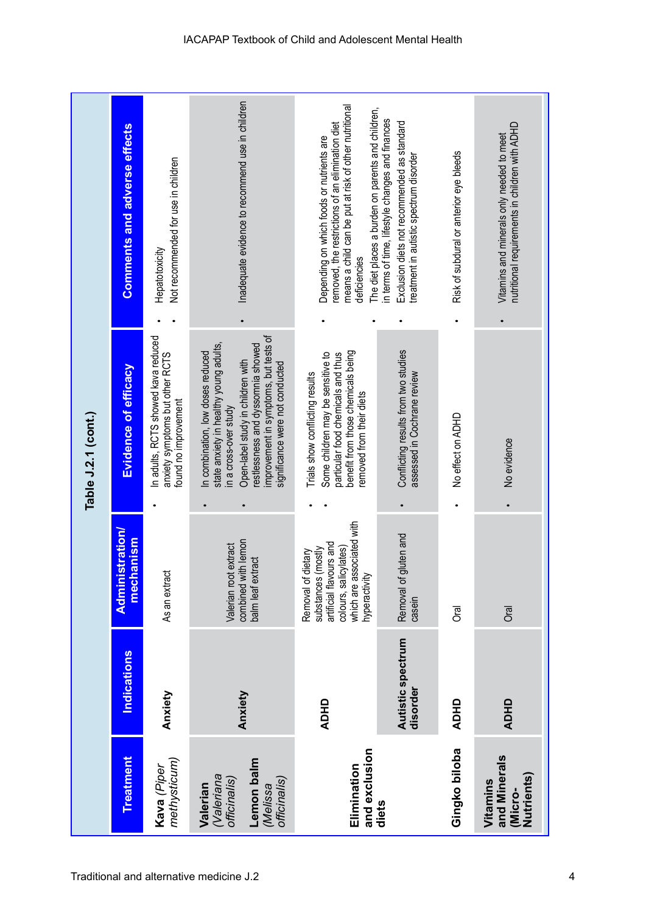**Table J.2.1 (cont.)**

| Treatment | Indications | Administration/ mechanism | Evidence of efficacy | Comments and adverse effects |
|---|---|---|---|---|
| **Kava** *(Piper methysticum)* | **Anxiety** | As an extract | • In adults, RCTS showed kava reduced anxiety symptoms but other RCTS found no improvement | • Hepatotoxicity<br>• Not recommended for use in children |
| **Valerian** *(Valeriana officinalis)*<br>**Lemon balm** *(Melissa officinalis)* | **Anxiety** | Valerian root extract combined with lemon balm leaf extract | • In combination, low doses reduced state anxiety in healthy young adults, in a cross-over study<br>• Open-label study in children with restlessness and dyssomnia showed improvement in symptoms, but tests of significance were not conducted | • Inadequate evidence to recommend use in children |
| **Elimination and exclusion diets** | **ADHD** | Removal of dietary substances (mostly artificial flavours and colours, salicylates) which are associated with hyperactivity | • Trials show conflicting results<br>• Some children may be sensitive to particular food chemicals and thus benefit from those chemicals being removed from their diets | • Depending on which foods or nutrients are removed, the restrictions of an elimination diet means a child can be put at risk of other nutritional deficiencies<br>• The diet places a burden on parents and children, in terms of time, lifestyle changes and finances |
| | **Autistic spectrum disorder** | Removal of gluten and casein | • Conflicting results from two studies assessed in Cochrane review | • Exclusion diets not recommended as standard treatment in autistic spectrum disorder |
| **Gingko biloba** | **ADHD** | Oral | • No effect on ADHD | • Risk of subdural or anterior eye bleeds |
| **Vitamins and Minerals (Micro-Nutrients)** | **ADHD** | Oral | • No evidence | • Vitamins and minerals only needed to meet nutritional requirements in children with ADHD |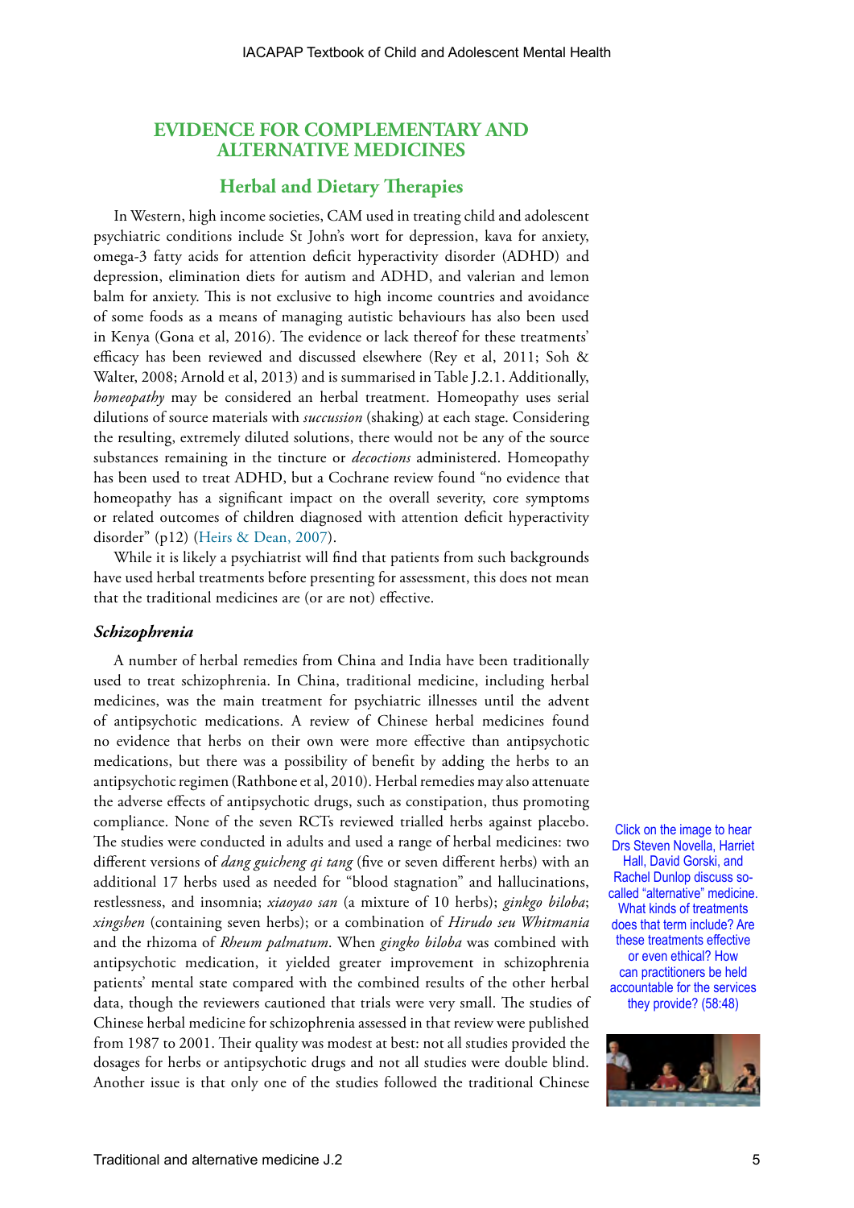## EVIDENCE FOR COMPLEMENTARY AND ALTERNATIVE MEDICINES

### Herbal and Dietary Therapies

In Western, high income societies, CAM used in treating child and adolescent psychiatric conditions include St John's wort for depression, kava for anxiety, omega-3 fatty acids for attention deficit hyperactivity disorder (ADHD) and depression, elimination diets for autism and ADHD, and valerian and lemon balm for anxiety. This is not exclusive to high income countries and avoidance of some foods as a means of managing autistic behaviours has also been used in Kenya (Gona et al, 2016). The evidence or lack thereof for these treatments' efficacy has been reviewed and discussed elsewhere (Rey et al, 2011; Soh & Walter, 2008; Arnold et al, 2013) and is summarised in Table J.2.1. Additionally, *homeopathy* may be considered an herbal treatment. Homeopathy uses serial dilutions of source materials with *succussion* (shaking) at each stage. Considering the resulting, extremely diluted solutions, there would not be any of the source substances remaining in the tincture or *decoctions* administered. Homeopathy has been used to treat ADHD, but a Cochrane review found "no evidence that homeopathy has a significant impact on the overall severity, core symptoms or related outcomes of children diagnosed with attention deficit hyperactivity disorder" (p12) (Heirs & Dean, 2007).

While it is likely a psychiatrist will find that patients from such backgrounds have used herbal treatments before presenting for assessment, this does not mean that the traditional medicines are (or are not) effective.

#### *Schizophrenia*

A number of herbal remedies from China and India have been traditionally used to treat schizophrenia. In China, traditional medicine, including herbal medicines, was the main treatment for psychiatric illnesses until the advent of antipsychotic medications. A review of Chinese herbal medicines found no evidence that herbs on their own were more effective than antipsychotic medications, but there was a possibility of benefit by adding the herbs to an antipsychotic regimen (Rathbone et al, 2010). Herbal remedies may also attenuate the adverse effects of antipsychotic drugs, such as constipation, thus promoting compliance. None of the seven RCTs reviewed trialled herbs against placebo. The studies were conducted in adults and used a range of herbal medicines: two different versions of *dang guicheng qi tang* (five or seven different herbs) with an additional 17 herbs used as needed for "blood stagnation" and hallucinations, restlessness, and insomnia; *xiaoyao san* (a mixture of 10 herbs); *ginkgo biloba*; *xingshen* (containing seven herbs); or a combination of *Hirudo seu Whitmania* and the rhizoma of *Rheum palmatum*. When *gingko biloba* was combined with antipsychotic medication, it yielded greater improvement in schizophrenia patients' mental state compared with the combined results of the other herbal data, though the reviewers cautioned that trials were very small. The studies of Chinese herbal medicine for schizophrenia assessed in that review were published from 1987 to 2001. Their quality was modest at best: not all studies provided the dosages for herbs or antipsychotic drugs and not all studies were double blind. Another issue is that only one of the studies followed the traditional Chinese

Click on the image to hear Drs Steven Novella, Harriet Hall, David Gorski, and Rachel Dunlop discuss so-called "alternative" medicine. What kinds of treatments does that term include? Are these treatments effective or even ethical? How can practitioners be held accountable for the services they provide? (58:48)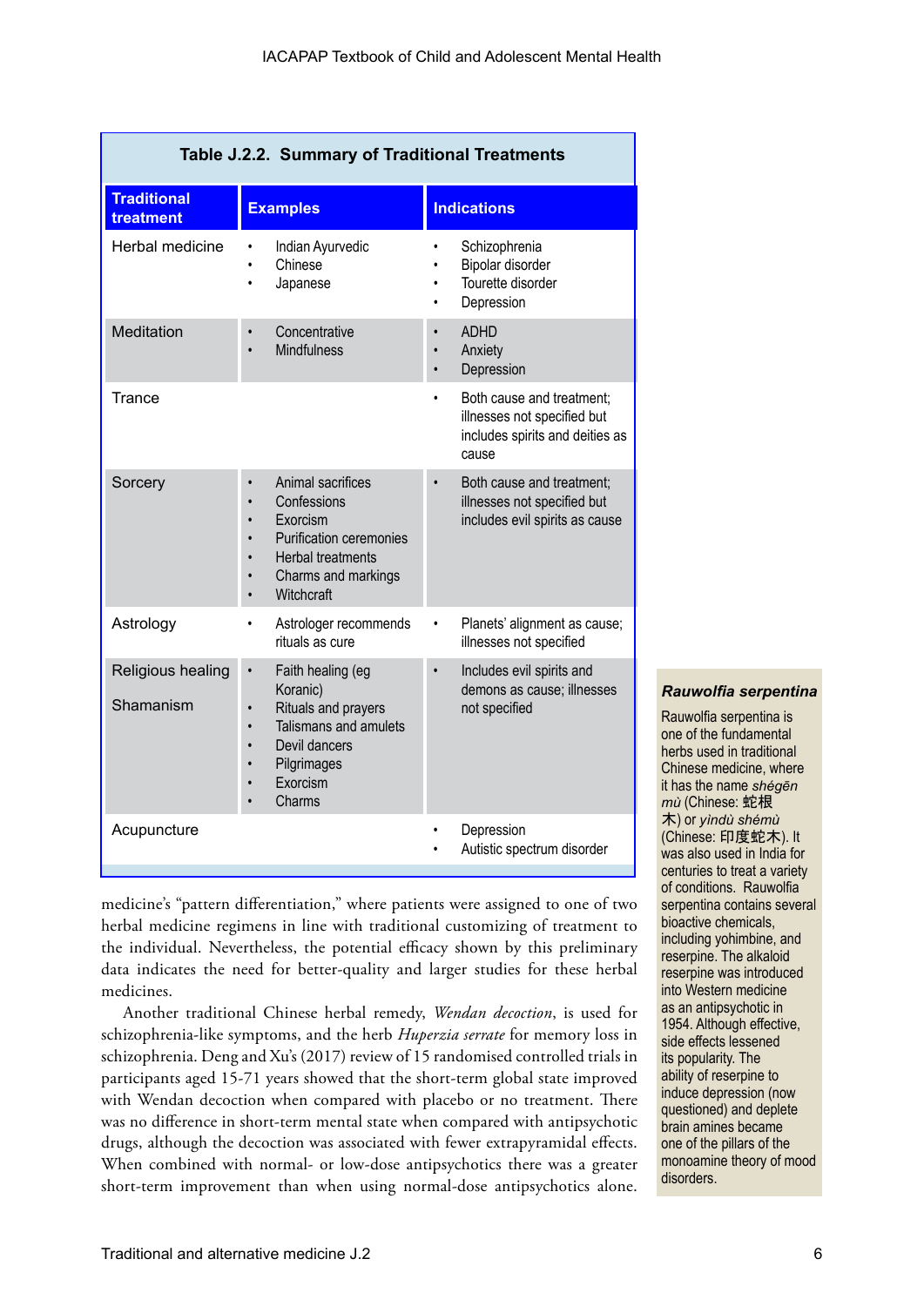**Table J.2.2. Summary of Traditional Treatments**

| Traditional treatment | Examples | Indications |
|---|---|---|
| Herbal medicine | • Indian Ayurvedic<br>• Chinese<br>• Japanese | • Schizophrenia<br>• Bipolar disorder<br>• Tourette disorder<br>• Depression |
| Meditation | • Concentrative<br>• Mindfulness | • ADHD<br>• Anxiety<br>• Depression |
| Trance | | • Both cause and treatment; illnesses not specified but includes spirits and deities as cause |
| Sorcery | • Animal sacrifices<br>• Confessions<br>• Exorcism<br>• Purification ceremonies<br>• Herbal treatments<br>• Charms and markings<br>• Witchcraft | • Both cause and treatment; illnesses not specified but includes evil spirits as cause |
| Astrology | • Astrologer recommends rituals as cure | • Planets' alignment as cause; illnesses not specified |
| Religious healing<br><br>Shamanism | • Faith healing (eg Koranic)<br>• Rituals and prayers<br>• Talismans and amulets<br>• Devil dancers<br>• Pilgrimages<br>• Exorcism<br>• Charms | • Includes evil spirits and demons as cause; illnesses not specified |
| Acupuncture | | • Depression<br>• Autistic spectrum disorder |

medicine's "pattern differentiation," where patients were assigned to one of two herbal medicine regimens in line with traditional customizing of treatment to the individual. Nevertheless, the potential efficacy shown by this preliminary data indicates the need for better-quality and larger studies for these herbal medicines.

Another traditional Chinese herbal remedy, *Wendan decoction*, is used for schizophrenia-like symptoms, and the herb *Huperzia serrate* for memory loss in schizophrenia. Deng and Xu's (2017) review of 15 randomised controlled trials in participants aged 15-71 years showed that the short-term global state improved with Wendan decoction when compared with placebo or no treatment. There was no difference in short-term mental state when compared with antipsychotic drugs, although the decoction was associated with fewer extrapyramidal effects. When combined with normal- or low-dose antipsychotics there was a greater short-term improvement than when using normal-dose antipsychotics alone.

> ***Rauwolfia serpentina***
>
> Rauwolfia serpentina is one of the fundamental herbs used in traditional Chinese medicine, where it has the name *shégēn mù* (Chinese: 蛇根木) or *yìndù shémù* (Chinese: 印度蛇木). It was also used in India for centuries to treat a variety of conditions. Rauwolfia serpentina contains several bioactive chemicals, including yohimbine, and reserpine. The alkaloid reserpine was introduced into Western medicine as an antipsychotic in 1954. Although effective, side effects lessened its popularity. The ability of reserpine to induce depression (now questioned) and deplete brain amines became one of the pillars of the monoamine theory of mood disorders.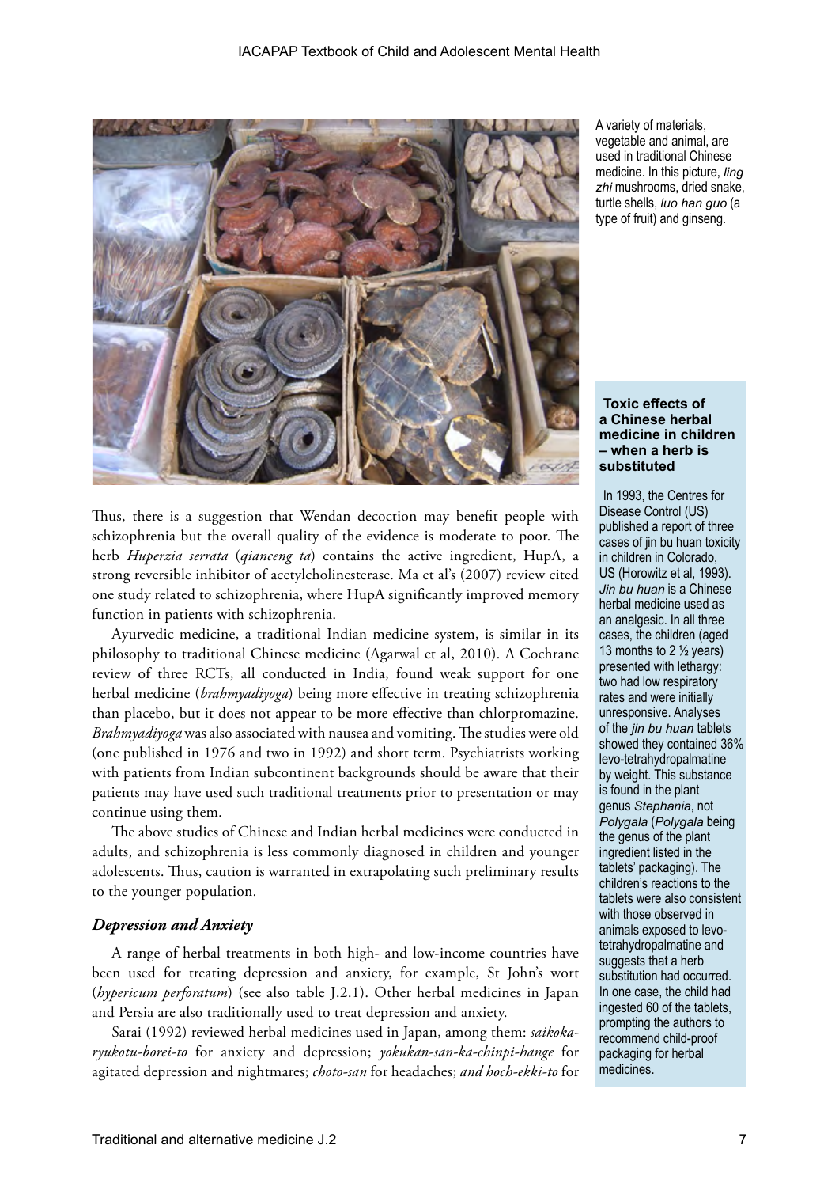A variety of materials, vegetable and animal, are used in traditional Chinese medicine. In this picture, *ling zhi* mushrooms, dried snake, turtle shells, *luo han guo* (a type of fruit) and ginseng.

Thus, there is a suggestion that Wendan decoction may benefit people with schizophrenia but the overall quality of the evidence is moderate to poor. The herb *Huperzia serrata* (*qianceng ta*) contains the active ingredient, HupA, a strong reversible inhibitor of acetylcholinesterase. Ma et al's (2007) review cited one study related to schizophrenia, where HupA significantly improved memory function in patients with schizophrenia.

Ayurvedic medicine, a traditional Indian medicine system, is similar in its philosophy to traditional Chinese medicine (Agarwal et al, 2010). A Cochrane review of three RCTs, all conducted in India, found weak support for one herbal medicine (*brahmyadiyoga*) being more effective in treating schizophrenia than placebo, but it does not appear to be more effective than chlorpromazine. *Brahmyadiyoga* was also associated with nausea and vomiting. The studies were old (one published in 1976 and two in 1992) and short term. Psychiatrists working with patients from Indian subcontinent backgrounds should be aware that their patients may have used such traditional treatments prior to presentation or may continue using them.

The above studies of Chinese and Indian herbal medicines were conducted in adults, and schizophrenia is less commonly diagnosed in children and younger adolescents. Thus, caution is warranted in extrapolating such preliminary results to the younger population.

### *Depression and Anxiety*

A range of herbal treatments in both high- and low-income countries have been used for treating depression and anxiety, for example, St John's wort (*hypericum perforatum*) (see also table J.2.1). Other herbal medicines in Japan and Persia are also traditionally used to treat depression and anxiety.

Sarai (1992) reviewed herbal medicines used in Japan, among them: *saikoka-ryukotu-borei-to* for anxiety and depression; *yokukan-san-ka-chinpi-hange* for agitated depression and nightmares; *choto-san* for headaches; *and hoch-ekki-to* for

**Toxic effects of a Chinese herbal medicine in children – when a herb is substituted**

In 1993, the Centres for Disease Control (US) published a report of three cases of jin bu huan toxicity in children in Colorado, US (Horowitz et al, 1993). *Jin bu huan* is a Chinese herbal medicine used as an analgesic. In all three cases, the children (aged 13 months to 2 ½ years) presented with lethargy: two had low respiratory rates and were initially unresponsive. Analyses of the *jin bu huan* tablets showed they contained 36% levo-tetrahydropalmatine by weight. This substance is found in the plant genus *Stephania*, not *Polygala* (*Polygala* being the genus of the plant ingredient listed in the tablets' packaging). The children's reactions to the tablets were also consistent with those observed in animals exposed to levo-tetrahydropalmatine and suggests that a herb substitution had occurred. In one case, the child had ingested 60 of the tablets, prompting the authors to recommend child-proof packaging for herbal medicines.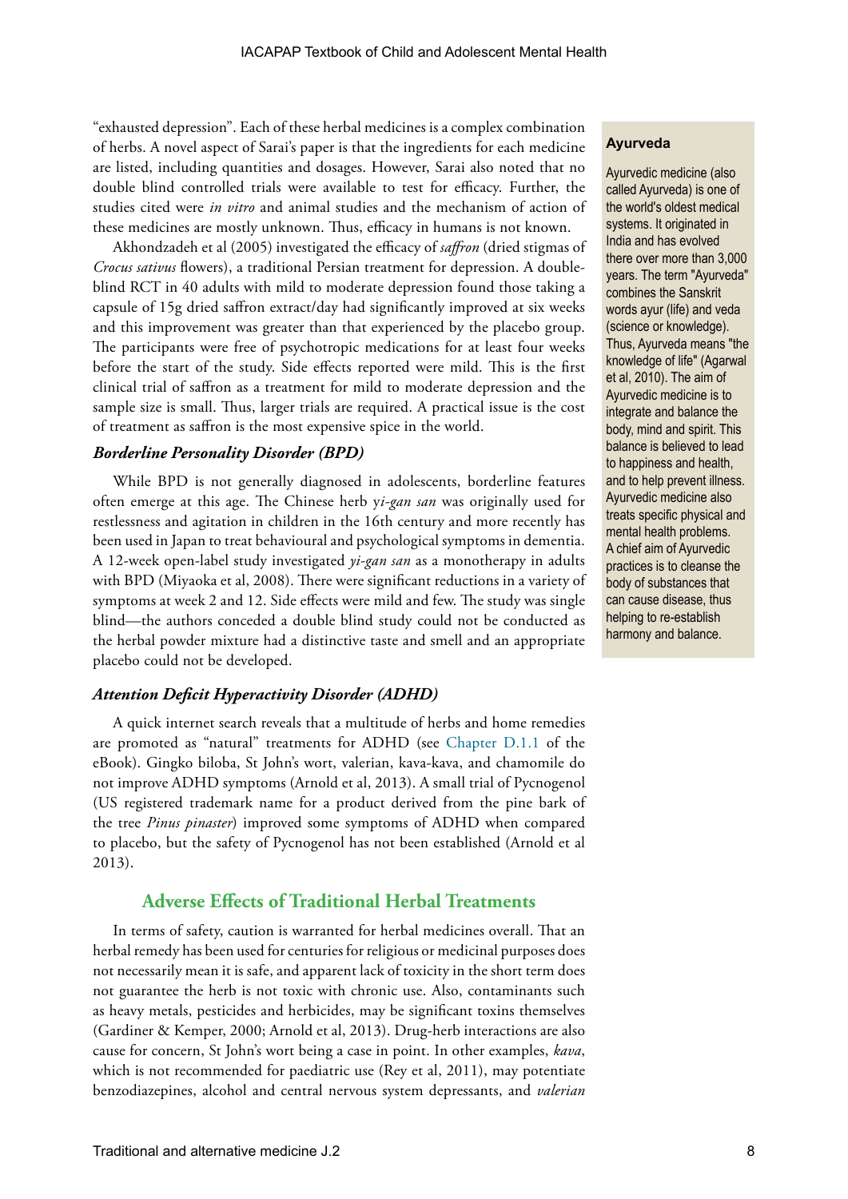"exhausted depression". Each of these herbal medicines is a complex combination of herbs. A novel aspect of Sarai's paper is that the ingredients for each medicine are listed, including quantities and dosages. However, Sarai also noted that no double blind controlled trials were available to test for efficacy. Further, the studies cited were *in vitro* and animal studies and the mechanism of action of these medicines are mostly unknown. Thus, efficacy in humans is not known.

Akhondzadeh et al (2005) investigated the efficacy of *saffron* (dried stigmas of *Crocus sativus* flowers), a traditional Persian treatment for depression. A double-blind RCT in 40 adults with mild to moderate depression found those taking a capsule of 15g dried saffron extract/day had significantly improved at six weeks and this improvement was greater than that experienced by the placebo group. The participants were free of psychotropic medications for at least four weeks before the start of the study. Side effects reported were mild. This is the first clinical trial of saffron as a treatment for mild to moderate depression and the sample size is small. Thus, larger trials are required. A practical issue is the cost of treatment as saffron is the most expensive spice in the world.

### *Borderline Personality Disorder (BPD)*

While BPD is not generally diagnosed in adolescents, borderline features often emerge at this age. The Chinese herb y*i-gan san* was originally used for restlessness and agitation in children in the 16th century and more recently has been used in Japan to treat behavioural and psychological symptoms in dementia. A 12-week open-label study investigated *yi-gan san* as a monotherapy in adults with BPD (Miyaoka et al, 2008). There were significant reductions in a variety of symptoms at week 2 and 12. Side effects were mild and few. The study was single blind—the authors conceded a double blind study could not be conducted as the herbal powder mixture had a distinctive taste and smell and an appropriate placebo could not be developed.

### *Attention Deficit Hyperactivity Disorder (ADHD)*

A quick internet search reveals that a multitude of herbs and home remedies are promoted as "natural" treatments for ADHD (see Chapter D.1.1 of the eBook). Gingko biloba, St John's wort, valerian, kava-kava, and chamomile do not improve ADHD symptoms (Arnold et al, 2013). A small trial of Pycnogenol (US registered trademark name for a product derived from the pine bark of the tree *Pinus pinaster*) improved some symptoms of ADHD when compared to placebo, but the safety of Pycnogenol has not been established (Arnold et al 2013).

## Adverse Effects of Traditional Herbal Treatments

In terms of safety, caution is warranted for herbal medicines overall. That an herbal remedy has been used for centuries for religious or medicinal purposes does not necessarily mean it is safe, and apparent lack of toxicity in the short term does not guarantee the herb is not toxic with chronic use. Also, contaminants such as heavy metals, pesticides and herbicides, may be significant toxins themselves (Gardiner & Kemper, 2000; Arnold et al, 2013). Drug-herb interactions are also cause for concern, St John's wort being a case in point. In other examples, *kava*, which is not recommended for paediatric use (Rey et al, 2011), may potentiate benzodiazepines, alcohol and central nervous system depressants, and *valerian*

> **Ayurveda**
>
> Ayurvedic medicine (also called Ayurveda) is one of the world's oldest medical systems. It originated in India and has evolved there over more than 3,000 years. The term "Ayurveda" combines the Sanskrit words ayur (life) and veda (science or knowledge). Thus, Ayurveda means "the knowledge of life" (Agarwal et al, 2010). The aim of Ayurvedic medicine is to integrate and balance the body, mind and spirit. This balance is believed to lead to happiness and health, and to help prevent illness. Ayurvedic medicine also treats specific physical and mental health problems. A chief aim of Ayurvedic practices is to cleanse the body of substances that can cause disease, thus helping to re-establish harmony and balance.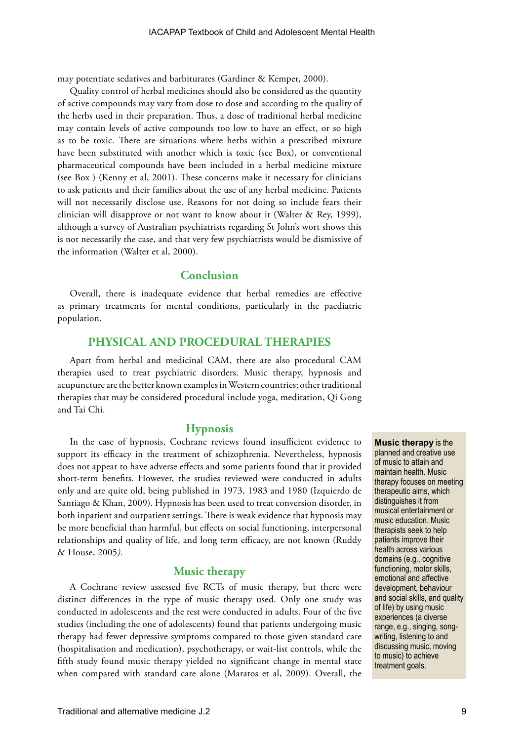may potentiate sedatives and barbiturates (Gardiner & Kemper, 2000).

Quality control of herbal medicines should also be considered as the quantity of active compounds may vary from dose to dose and according to the quality of the herbs used in their preparation. Thus, a dose of traditional herbal medicine may contain levels of active compounds too low to have an effect, or so high as to be toxic. There are situations where herbs within a prescribed mixture have been substituted with another which is toxic (see Box), or conventional pharmaceutical compounds have been included in a herbal medicine mixture (see Box ) (Kenny et al, 2001). These concerns make it necessary for clinicians to ask patients and their families about the use of any herbal medicine. Patients will not necessarily disclose use. Reasons for not doing so include fears their clinician will disapprove or not want to know about it (Walter & Rey, 1999), although a survey of Australian psychiatrists regarding St John's wort shows this is not necessarily the case, and that very few psychiatrists would be dismissive of the information (Walter et al, 2000).

### Conclusion

Overall, there is inadequate evidence that herbal remedies are effective as primary treatments for mental conditions, particularly in the paediatric population.

## PHYSICAL AND PROCEDURAL THERAPIES

Apart from herbal and medicinal CAM, there are also procedural CAM therapies used to treat psychiatric disorders. Music therapy, hypnosis and acupuncture are the better known examples in Western countries; other traditional therapies that may be considered procedural include yoga, meditation, Qi Gong and Tai Chi.

### Hypnosis

In the case of hypnosis, Cochrane reviews found insufficient evidence to support its efficacy in the treatment of schizophrenia. Nevertheless, hypnosis does not appear to have adverse effects and some patients found that it provided short-term benefits. However, the studies reviewed were conducted in adults only and are quite old, being published in 1973, 1983 and 1980 (Izquierdo de Santiago & Khan, 2009). Hypnosis has been used to treat conversion disorder, in both inpatient and outpatient settings. There is weak evidence that hypnosis may be more beneficial than harmful, but effects on social functioning, interpersonal relationships and quality of life, and long term efficacy, are not known (Ruddy & House, 2005*).*

### Music therapy

A Cochrane review assessed five RCTs of music therapy, but there were distinct differences in the type of music therapy used. Only one study was conducted in adolescents and the rest were conducted in adults. Four of the five studies (including the one of adolescents) found that patients undergoing music therapy had fewer depressive symptoms compared to those given standard care (hospitalisation and medication), psychotherapy, or wait-list controls, while the fifth study found music therapy yielded no significant change in mental state when compared with standard care alone (Maratos et al, 2009). Overall, the

**Music therapy** is the planned and creative use of music to attain and maintain health. Music therapy focuses on meeting therapeutic aims, which distinguishes it from musical entertainment or music education. Music therapists seek to help patients improve their health across various domains (e.g., cognitive functioning, motor skills, emotional and affective development, behaviour and social skills, and quality of life) by using music experiences (a diverse range, e.g., singing, song-writing, listening to and discussing music, moving to music) to achieve treatment goals.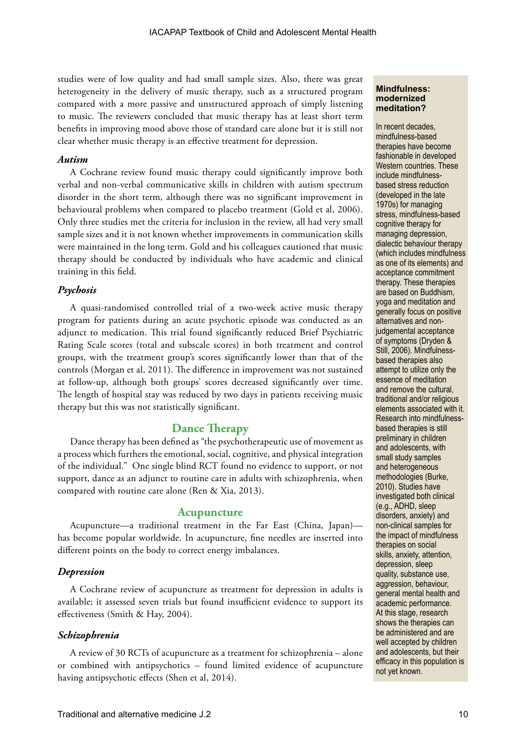studies were of low quality and had small sample sizes. Also, there was great heterogeneity in the delivery of music therapy, such as a structured program compared with a more passive and unstructured approach of simply listening to music. The reviewers concluded that music therapy has at least short term benefits in improving mood above those of standard care alone but it is still not clear whether music therapy is an effective treatment for depression.

### *Autism*

A Cochrane review found music therapy could significantly improve both verbal and non-verbal communicative skills in children with autism spectrum disorder in the short term, although there was no significant improvement in behavioural problems when compared to placebo treatment (Gold et al, 2006). Only three studies met the criteria for inclusion in the review, all had very small sample sizes and it is not known whether improvements in communication skills were maintained in the long term. Gold and his colleagues cautioned that music therapy should be conducted by individuals who have academic and clinical training in this field.

### *Psychosis*

A quasi-randomised controlled trial of a two-week active music therapy program for patients during an acute psychotic episode was conducted as an adjunct to medication. This trial found significantly reduced Brief Psychiatric Rating Scale scores (total and subscale scores) in both treatment and control groups, with the treatment group's scores significantly lower than that of the controls (Morgan et al, 2011). The difference in improvement was not sustained at follow-up, although both groups' scores decreased significantly over time. The length of hospital stay was reduced by two days in patients receiving music therapy but this was not statistically significant.

## Dance Therapy

Dance therapy has been defined as "the psychotherapeutic use of movement as a process which furthers the emotional, social, cognitive, and physical integration of the individual." One single blind RCT found no evidence to support, or not support, dance as an adjunct to routine care in adults with schizophrenia, when compared with routine care alone (Ren & Xia, 2013).

## Acupuncture

Acupuncture—a traditional treatment in the Far East (China, Japan)—has become popular worldwide. In acupuncture, fine needles are inserted into different points on the body to correct energy imbalances.

### *Depression*

A Cochrane review of acupuncture as treatment for depression in adults is available; it assessed seven trials but found insufficient evidence to support its effectiveness (Smith & Hay, 2004).

### *Schizophrenia*

A review of 30 RCTs of acupuncture as a treatment for schizophrenia – alone or combined with antipsychotics – found limited evidence of acupuncture having antipsychotic effects (Shen et al, 2014).

**Mindfulness: modernized meditation?**

In recent decades, mindfulness-based therapies have become fashionable in developed Western countries. These include mindfulness-based stress reduction (developed in the late 1970s) for managing stress, mindfulness-based cognitive therapy for managing depression, dialectic behaviour therapy (which includes mindfulness as one of its elements) and acceptance commitment therapy. These therapies are based on Buddhism, yoga and meditation and generally focus on positive alternatives and non-judgemental acceptance of symptoms (Dryden & Still, 2006). Mindfulness-based therapies also attempt to utilize only the essence of meditation and remove the cultural, traditional and/or religious elements associated with it. Research into mindfulness-based therapies is still preliminary in children and adolescents, with small study samples and heterogeneous methodologies (Burke, 2010). Studies have investigated both clinical (e.g., ADHD, sleep disorders, anxiety) and non-clinical samples for the impact of mindfulness therapies on social skills, anxiety, attention, depression, sleep quality, substance use, aggression, behaviour, general mental health and academic performance. At this stage, research shows the therapies can be administered and are well accepted by children and adolescents, but their efficacy in this population is not yet known.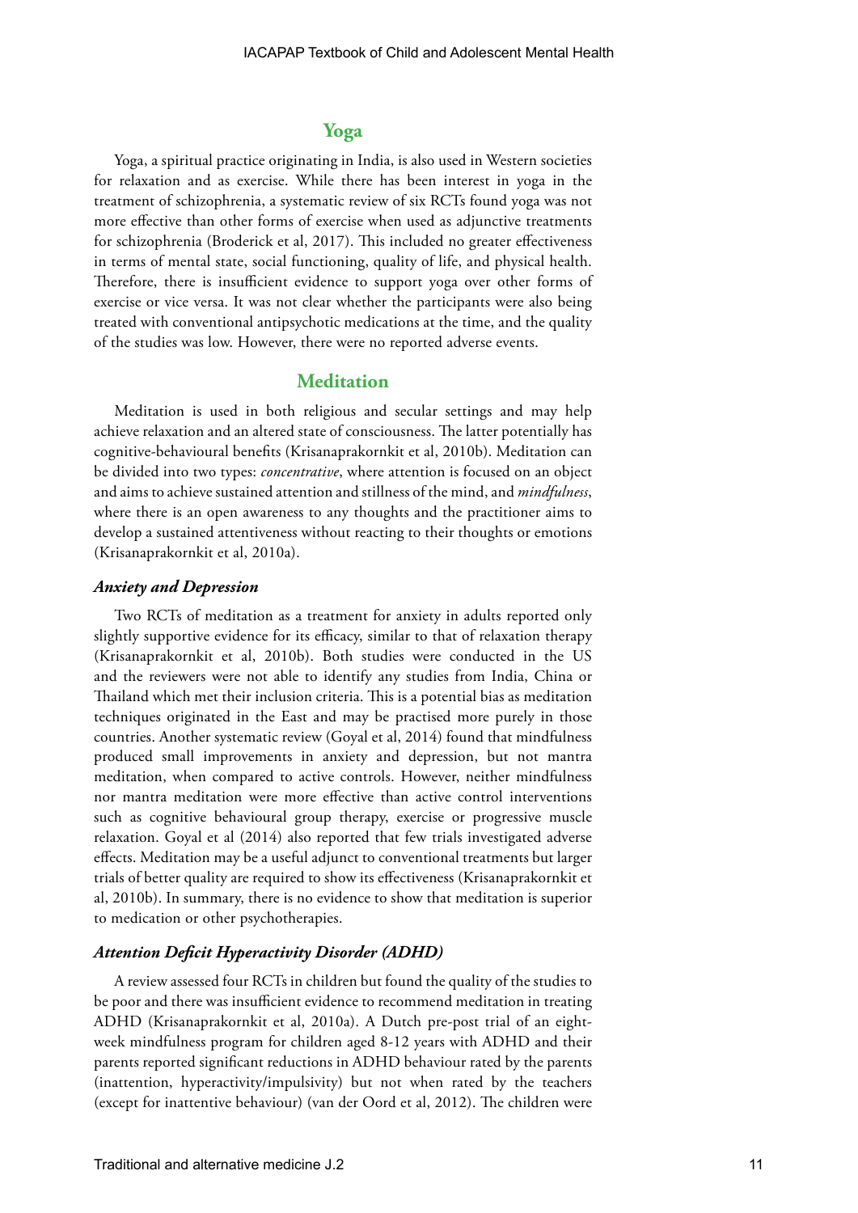## Yoga

Yoga, a spiritual practice originating in India, is also used in Western societies for relaxation and as exercise. While there has been interest in yoga in the treatment of schizophrenia, a systematic review of six RCTs found yoga was not more effective than other forms of exercise when used as adjunctive treatments for schizophrenia (Broderick et al, 2017). This included no greater effectiveness in terms of mental state, social functioning, quality of life, and physical health. Therefore, there is insufficient evidence to support yoga over other forms of exercise or vice versa. It was not clear whether the participants were also being treated with conventional antipsychotic medications at the time, and the quality of the studies was low. However, there were no reported adverse events.

## Meditation

Meditation is used in both religious and secular settings and may help achieve relaxation and an altered state of consciousness. The latter potentially has cognitive-behavioural benefits (Krisanaprakornkit et al, 2010b). Meditation can be divided into two types: *concentrative*, where attention is focused on an object and aims to achieve sustained attention and stillness of the mind, and *mindfulness*, where there is an open awareness to any thoughts and the practitioner aims to develop a sustained attentiveness without reacting to their thoughts or emotions (Krisanaprakornkit et al, 2010a).

### *Anxiety and Depression*

Two RCTs of meditation as a treatment for anxiety in adults reported only slightly supportive evidence for its efficacy, similar to that of relaxation therapy (Krisanaprakornkit et al, 2010b). Both studies were conducted in the US and the reviewers were not able to identify any studies from India, China or Thailand which met their inclusion criteria. This is a potential bias as meditation techniques originated in the East and may be practised more purely in those countries. Another systematic review (Goyal et al, 2014) found that mindfulness produced small improvements in anxiety and depression, but not mantra meditation, when compared to active controls. However, neither mindfulness nor mantra meditation were more effective than active control interventions such as cognitive behavioural group therapy, exercise or progressive muscle relaxation. Goyal et al (2014) also reported that few trials investigated adverse effects. Meditation may be a useful adjunct to conventional treatments but larger trials of better quality are required to show its effectiveness (Krisanaprakornkit et al, 2010b). In summary, there is no evidence to show that meditation is superior to medication or other psychotherapies.

### *Attention Deficit Hyperactivity Disorder (ADHD)*

A review assessed four RCTs in children but found the quality of the studies to be poor and there was insufficient evidence to recommend meditation in treating ADHD (Krisanaprakornkit et al, 2010a). A Dutch pre-post trial of an eight-week mindfulness program for children aged 8-12 years with ADHD and their parents reported significant reductions in ADHD behaviour rated by the parents (inattention, hyperactivity/impulsivity) but not when rated by the teachers (except for inattentive behaviour) (van der Oord et al, 2012). The children were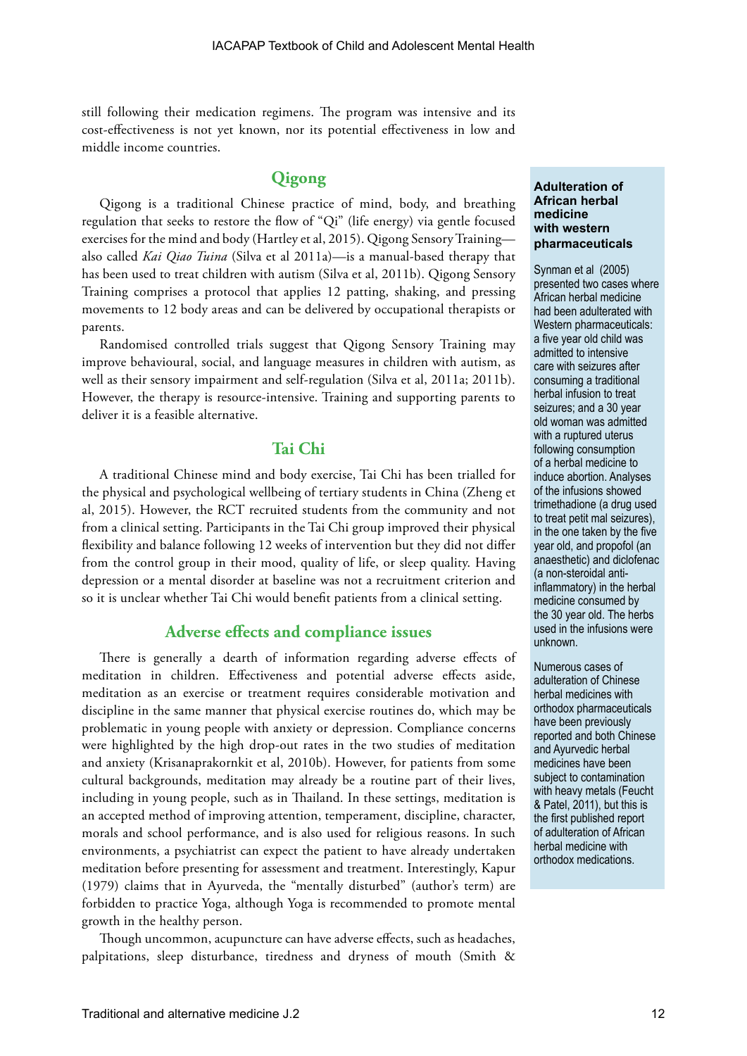still following their medication regimens. The program was intensive and its cost-effectiveness is not yet known, nor its potential effectiveness in low and middle income countries.

## Qigong

Qigong is a traditional Chinese practice of mind, body, and breathing regulation that seeks to restore the flow of "Qi" (life energy) via gentle focused exercises for the mind and body (Hartley et al, 2015). Qigong Sensory Training—also called *Kai Qiao Tuina* (Silva et al 2011a)—is a manual-based therapy that has been used to treat children with autism (Silva et al, 2011b). Qigong Sensory Training comprises a protocol that applies 12 patting, shaking, and pressing movements to 12 body areas and can be delivered by occupational therapists or parents.

Randomised controlled trials suggest that Qigong Sensory Training may improve behavioural, social, and language measures in children with autism, as well as their sensory impairment and self-regulation (Silva et al, 2011a; 2011b). However, the therapy is resource-intensive. Training and supporting parents to deliver it is a feasible alternative.

## Tai Chi

A traditional Chinese mind and body exercise, Tai Chi has been trialled for the physical and psychological wellbeing of tertiary students in China (Zheng et al, 2015). However, the RCT recruited students from the community and not from a clinical setting. Participants in the Tai Chi group improved their physical flexibility and balance following 12 weeks of intervention but they did not differ from the control group in their mood, quality of life, or sleep quality. Having depression or a mental disorder at baseline was not a recruitment criterion and so it is unclear whether Tai Chi would benefit patients from a clinical setting.

## Adverse effects and compliance issues

There is generally a dearth of information regarding adverse effects of meditation in children. Effectiveness and potential adverse effects aside, meditation as an exercise or treatment requires considerable motivation and discipline in the same manner that physical exercise routines do, which may be problematic in young people with anxiety or depression. Compliance concerns were highlighted by the high drop-out rates in the two studies of meditation and anxiety (Krisanaprakornkit et al, 2010b). However, for patients from some cultural backgrounds, meditation may already be a routine part of their lives, including in young people, such as in Thailand. In these settings, meditation is an accepted method of improving attention, temperament, discipline, character, morals and school performance, and is also used for religious reasons. In such environments, a psychiatrist can expect the patient to have already undertaken meditation before presenting for assessment and treatment. Interestingly, Kapur (1979) claims that in Ayurveda, the "mentally disturbed" (author's term) are forbidden to practice Yoga, although Yoga is recommended to promote mental growth in the healthy person.

Though uncommon, acupuncture can have adverse effects, such as headaches, palpitations, sleep disturbance, tiredness and dryness of mouth (Smith &

**Adulteration of African herbal medicine with western pharmaceuticals**

Synman et al (2005) presented two cases where African herbal medicine had been adulterated with Western pharmaceuticals: a five year old child was admitted to intensive care with seizures after consuming a traditional herbal infusion to treat seizures; and a 30 year old woman was admitted with a ruptured uterus following consumption of a herbal medicine to induce abortion. Analyses of the infusions showed trimethadione (a drug used to treat petit mal seizures), in the one taken by the five year old, and propofol (an anaesthetic) and diclofenac (a non-steroidal anti-inflammatory) in the herbal medicine consumed by the 30 year old. The herbs used in the infusions were unknown.

Numerous cases of adulteration of Chinese herbal medicines with orthodox pharmaceuticals have been previously reported and both Chinese and Ayurvedic herbal medicines have been subject to contamination with heavy metals (Feucht & Patel, 2011), but this is the first published report of adulteration of African herbal medicine with orthodox medications.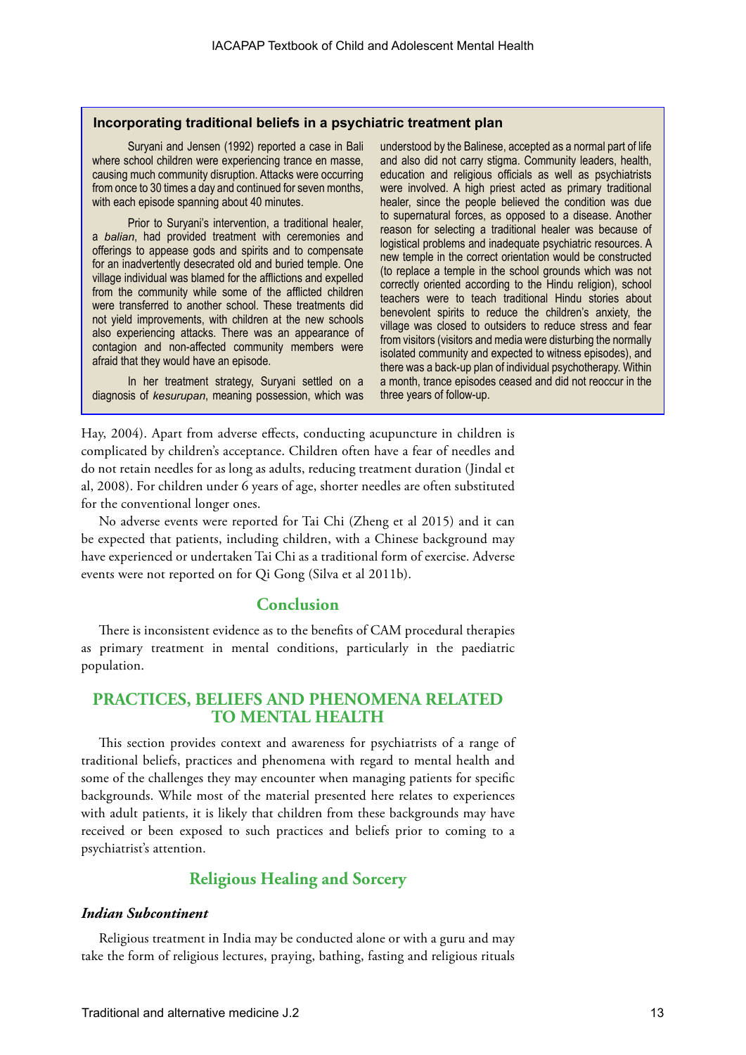**Incorporating traditional beliefs in a psychiatric treatment plan**

Suryani and Jensen (1992) reported a case in Bali where school children were experiencing trance en masse, causing much community disruption. Attacks were occurring from once to 30 times a day and continued for seven months, with each episode spanning about 40 minutes.

Prior to Suryani's intervention, a traditional healer, a *balian*, had provided treatment with ceremonies and offerings to appease gods and spirits and to compensate for an inadvertently desecrated old and buried temple. One village individual was blamed for the afflictions and expelled from the community while some of the afflicted children were transferred to another school. These treatments did not yield improvements, with children at the new schools also experiencing attacks. There was an appearance of contagion and non-affected community members were afraid that they would have an episode.

In her treatment strategy, Suryani settled on a diagnosis of *kesurupan*, meaning possession, which was understood by the Balinese, accepted as a normal part of life and also did not carry stigma. Community leaders, health, education and religious officials as well as psychiatrists were involved. A high priest acted as primary traditional healer, since the people believed the condition was due to supernatural forces, as opposed to a disease. Another reason for selecting a traditional healer was because of logistical problems and inadequate psychiatric resources. A new temple in the correct orientation would be constructed (to replace a temple in the school grounds which was not correctly oriented according to the Hindu religion), school teachers were to teach traditional Hindu stories about benevolent spirits to reduce the children's anxiety, the village was closed to outsiders to reduce stress and fear from visitors (visitors and media were disturbing the normally isolated community and expected to witness episodes), and there was a back-up plan of individual psychotherapy. Within a month, trance episodes ceased and did not reoccur in the three years of follow-up.

Hay, 2004). Apart from adverse effects, conducting acupuncture in children is complicated by children's acceptance. Children often have a fear of needles and do not retain needles for as long as adults, reducing treatment duration (Jindal et al, 2008). For children under 6 years of age, shorter needles are often substituted for the conventional longer ones.

No adverse events were reported for Tai Chi (Zheng et al 2015) and it can be expected that patients, including children, with a Chinese background may have experienced or undertaken Tai Chi as a traditional form of exercise. Adverse events were not reported on for Qi Gong (Silva et al 2011b).

### Conclusion

There is inconsistent evidence as to the benefits of CAM procedural therapies as primary treatment in mental conditions, particularly in the paediatric population.

## PRACTICES, BELIEFS AND PHENOMENA RELATED TO MENTAL HEALTH

This section provides context and awareness for psychiatrists of a range of traditional beliefs, practices and phenomena with regard to mental health and some of the challenges they may encounter when managing patients for specific backgrounds. While most of the material presented here relates to experiences with adult patients, it is likely that children from these backgrounds may have received or been exposed to such practices and beliefs prior to coming to a psychiatrist's attention.

### Religious Healing and Sorcery

#### *Indian Subcontinent*

Religious treatment in India may be conducted alone or with a guru and may take the form of religious lectures, praying, bathing, fasting and religious rituals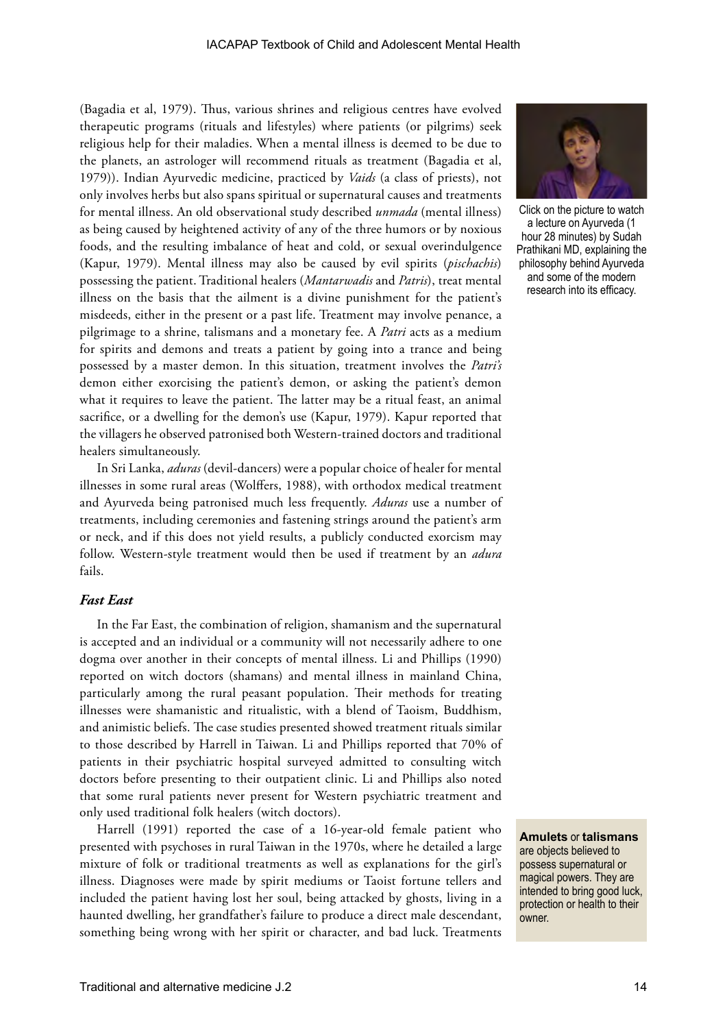(Bagadia et al, 1979). Thus, various shrines and religious centres have evolved therapeutic programs (rituals and lifestyles) where patients (or pilgrims) seek religious help for their maladies. When a mental illness is deemed to be due to the planets, an astrologer will recommend rituals as treatment (Bagadia et al, 1979)). Indian Ayurvedic medicine, practiced by *Vaids* (a class of priests), not only involves herbs but also spans spiritual or supernatural causes and treatments for mental illness. An old observational study described *unmada* (mental illness) as being caused by heightened activity of any of the three humors or by noxious foods, and the resulting imbalance of heat and cold, or sexual overindulgence (Kapur, 1979). Mental illness may also be caused by evil spirits (*pischachis*) possessing the patient. Traditional healers (*Mantarwadis* and *Patris*), treat mental illness on the basis that the ailment is a divine punishment for the patient's misdeeds, either in the present or a past life. Treatment may involve penance, a pilgrimage to a shrine, talismans and a monetary fee. A *Patri* acts as a medium for spirits and demons and treats a patient by going into a trance and being possessed by a master demon. In this situation, treatment involves the *Patri's* demon either exorcising the patient's demon, or asking the patient's demon what it requires to leave the patient. The latter may be a ritual feast, an animal sacrifice, or a dwelling for the demon's use (Kapur, 1979). Kapur reported that the villagers he observed patronised both Western-trained doctors and traditional healers simultaneously.

Click on the picture to watch a lecture on Ayurveda (1 hour 28 minutes) by Sudah Prathikani MD, explaining the philosophy behind Ayurveda and some of the modern research into its efficacy.

In Sri Lanka, *aduras* (devil-dancers) were a popular choice of healer for mental illnesses in some rural areas (Wolffers, 1988), with orthodox medical treatment and Ayurveda being patronised much less frequently. *Aduras* use a number of treatments, including ceremonies and fastening strings around the patient's arm or neck, and if this does not yield results, a publicly conducted exorcism may follow. Western-style treatment would then be used if treatment by an *adura* fails.

### *Fast East*

In the Far East, the combination of religion, shamanism and the supernatural is accepted and an individual or a community will not necessarily adhere to one dogma over another in their concepts of mental illness. Li and Phillips (1990) reported on witch doctors (shamans) and mental illness in mainland China, particularly among the rural peasant population. Their methods for treating illnesses were shamanistic and ritualistic, with a blend of Taoism, Buddhism, and animistic beliefs. The case studies presented showed treatment rituals similar to those described by Harrell in Taiwan. Li and Phillips reported that 70% of patients in their psychiatric hospital surveyed admitted to consulting witch doctors before presenting to their outpatient clinic. Li and Phillips also noted that some rural patients never present for Western psychiatric treatment and only used traditional folk healers (witch doctors).

Harrell (1991) reported the case of a 16-year-old female patient who presented with psychoses in rural Taiwan in the 1970s, where he detailed a large mixture of folk or traditional treatments as well as explanations for the girl's illness. Diagnoses were made by spirit mediums or Taoist fortune tellers and included the patient having lost her soul, being attacked by ghosts, living in a haunted dwelling, her grandfather's failure to produce a direct male descendant, something being wrong with her spirit or character, and bad luck. Treatments

**Amulets** or **talismans** are objects believed to possess supernatural or magical powers. They are intended to bring good luck, protection or health to their owner.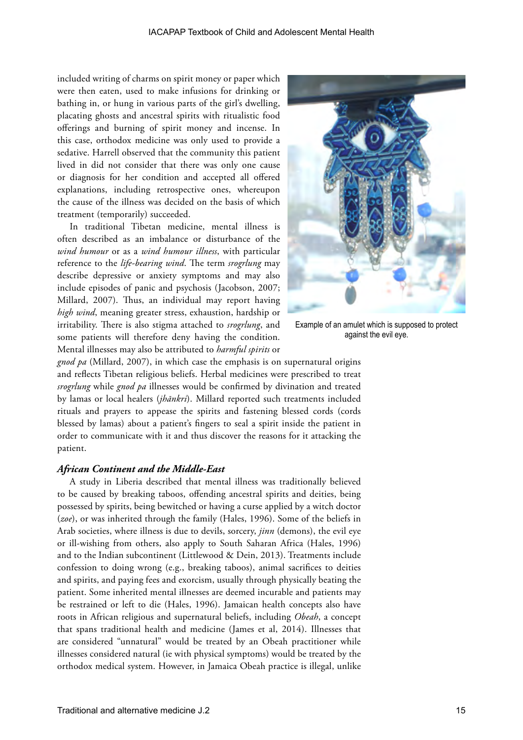included writing of charms on spirit money or paper which were then eaten, used to make infusions for drinking or bathing in, or hung in various parts of the girl's dwelling, placating ghosts and ancestral spirits with ritualistic food offerings and burning of spirit money and incense. In this case, orthodox medicine was only used to provide a sedative. Harrell observed that the community this patient lived in did not consider that there was only one cause or diagnosis for her condition and accepted all offered explanations, including retrospective ones, whereupon the cause of the illness was decided on the basis of which treatment (temporarily) succeeded.

In traditional Tibetan medicine, mental illness is often described as an imbalance or disturbance of the *wind humour* or as a *wind humour illness*, with particular reference to the *life-bearing wind*. The term *srogrlung* may describe depressive or anxiety symptoms and may also include episodes of panic and psychosis (Jacobson, 2007; Millard, 2007). Thus, an individual may report having *high wind*, meaning greater stress, exhaustion, hardship or irritability. There is also stigma attached to *srogrlung*, and some patients will therefore deny having the condition. Mental illnesses may also be attributed to *harmful spirits* or *gnod pa* (Millard, 2007), in which case the emphasis is on supernatural origins and reflects Tibetan religious beliefs. Herbal medicines were prescribed to treat *srogrlung* while *gnod pa* illnesses would be confirmed by divination and treated by lamas or local healers (*jhānkri*). Millard reported such treatments included rituals and prayers to appease the spirits and fastening blessed cords (cords blessed by lamas) about a patient's fingers to seal a spirit inside the patient in order to communicate with it and thus discover the reasons for it attacking the patient.

Example of an amulet which is supposed to protect against the evil eye.

### *African Continent and the Middle-East*

A study in Liberia described that mental illness was traditionally believed to be caused by breaking taboos, offending ancestral spirits and deities, being possessed by spirits, being bewitched or having a curse applied by a witch doctor (*zoe*), or was inherited through the family (Hales, 1996). Some of the beliefs in Arab societies, where illness is due to devils, sorcery, *jinn* (demons), the evil eye or ill-wishing from others, also apply to South Saharan Africa (Hales, 1996) and to the Indian subcontinent (Littlewood & Dein, 2013). Treatments include confession to doing wrong (e.g., breaking taboos), animal sacrifices to deities and spirits, and paying fees and exorcism, usually through physically beating the patient. Some inherited mental illnesses are deemed incurable and patients may be restrained or left to die (Hales, 1996). Jamaican health concepts also have roots in African religious and supernatural beliefs, including *Obeah*, a concept that spans traditional health and medicine (James et al, 2014). Illnesses that are considered "unnatural" would be treated by an Obeah practitioner while illnesses considered natural (ie with physical symptoms) would be treated by the orthodox medical system. However, in Jamaica Obeah practice is illegal, unlike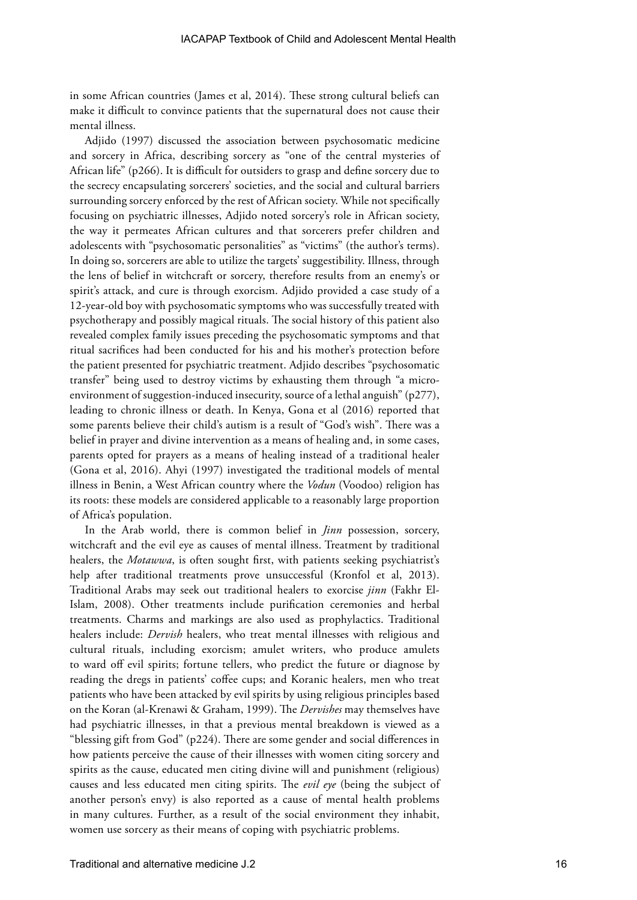in some African countries (James et al, 2014). These strong cultural beliefs can make it difficult to convince patients that the supernatural does not cause their mental illness.

Adjido (1997) discussed the association between psychosomatic medicine and sorcery in Africa, describing sorcery as "one of the central mysteries of African life" (p266). It is difficult for outsiders to grasp and define sorcery due to the secrecy encapsulating sorcerers' societies, and the social and cultural barriers surrounding sorcery enforced by the rest of African society. While not specifically focusing on psychiatric illnesses, Adjido noted sorcery's role in African society, the way it permeates African cultures and that sorcerers prefer children and adolescents with "psychosomatic personalities" as "victims" (the author's terms). In doing so, sorcerers are able to utilize the targets' suggestibility. Illness, through the lens of belief in witchcraft or sorcery, therefore results from an enemy's or spirit's attack, and cure is through exorcism. Adjido provided a case study of a 12-year-old boy with psychosomatic symptoms who was successfully treated with psychotherapy and possibly magical rituals. The social history of this patient also revealed complex family issues preceding the psychosomatic symptoms and that ritual sacrifices had been conducted for his and his mother's protection before the patient presented for psychiatric treatment. Adjido describes "psychosomatic transfer" being used to destroy victims by exhausting them through "a micro-environment of suggestion-induced insecurity, source of a lethal anguish" (p277), leading to chronic illness or death. In Kenya, Gona et al (2016) reported that some parents believe their child's autism is a result of "God's wish". There was a belief in prayer and divine intervention as a means of healing and, in some cases, parents opted for prayers as a means of healing instead of a traditional healer (Gona et al, 2016). Ahyi (1997) investigated the traditional models of mental illness in Benin, a West African country where the *Vodun* (Voodoo) religion has its roots: these models are considered applicable to a reasonably large proportion of Africa's population.

In the Arab world, there is common belief in *Jinn* possession, sorcery, witchcraft and the evil eye as causes of mental illness. Treatment by traditional healers, the *Motawwa*, is often sought first, with patients seeking psychiatrist's help after traditional treatments prove unsuccessful (Kronfol et al, 2013). Traditional Arabs may seek out traditional healers to exorcise *jinn* (Fakhr El-Islam, 2008). Other treatments include purification ceremonies and herbal treatments. Charms and markings are also used as prophylactics. Traditional healers include: *Dervish* healers, who treat mental illnesses with religious and cultural rituals, including exorcism; amulet writers, who produce amulets to ward off evil spirits; fortune tellers, who predict the future or diagnose by reading the dregs in patients' coffee cups; and Koranic healers, men who treat patients who have been attacked by evil spirits by using religious principles based on the Koran (al-Krenawi & Graham, 1999). The *Dervishes* may themselves have had psychiatric illnesses, in that a previous mental breakdown is viewed as a "blessing gift from God" (p224). There are some gender and social differences in how patients perceive the cause of their illnesses with women citing sorcery and spirits as the cause, educated men citing divine will and punishment (religious) causes and less educated men citing spirits. The *evil eye* (being the subject of another person's envy) is also reported as a cause of mental health problems in many cultures. Further, as a result of the social environment they inhabit, women use sorcery as their means of coping with psychiatric problems.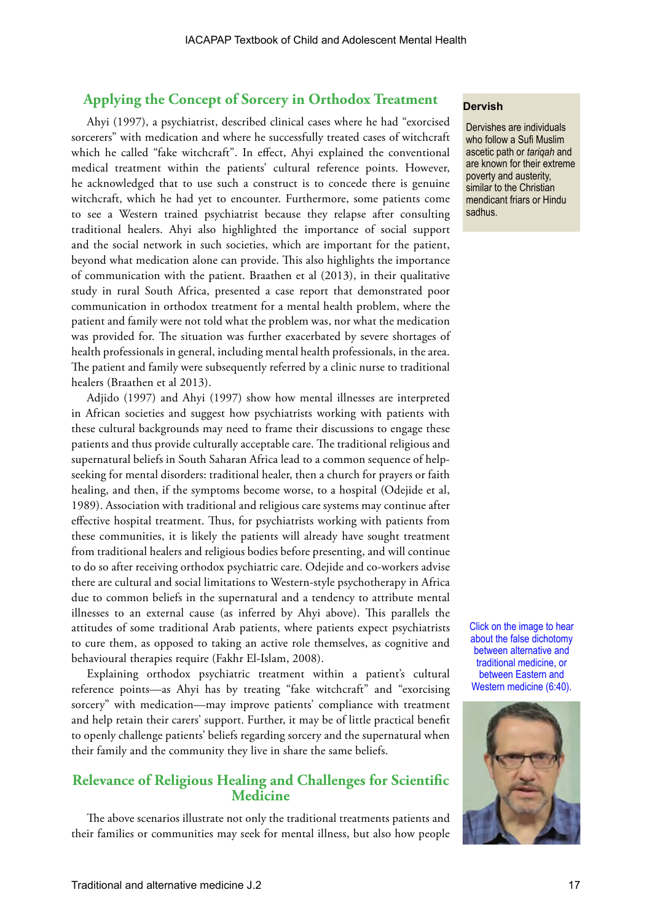## Applying the Concept of Sorcery in Orthodox Treatment

Ahyi (1997), a psychiatrist, described clinical cases where he had "exorcised sorcerers" with medication and where he successfully treated cases of witchcraft which he called "fake witchcraft". In effect, Ahyi explained the conventional medical treatment within the patients' cultural reference points. However, he acknowledged that to use such a construct is to concede there is genuine witchcraft, which he had yet to encounter. Furthermore, some patients come to see a Western trained psychiatrist because they relapse after consulting traditional healers. Ahyi also highlighted the importance of social support and the social network in such societies, which are important for the patient, beyond what medication alone can provide. This also highlights the importance of communication with the patient. Braathen et al (2013), in their qualitative study in rural South Africa, presented a case report that demonstrated poor communication in orthodox treatment for a mental health problem, where the patient and family were not told what the problem was, nor what the medication was provided for. The situation was further exacerbated by severe shortages of health professionals in general, including mental health professionals, in the area. The patient and family were subsequently referred by a clinic nurse to traditional healers (Braathen et al 2013).

**Dervish**

Dervishes are individuals who follow a Sufi Muslim ascetic path or *tariqah* and are known for their extreme poverty and austerity, similar to the Christian mendicant friars or Hindu sadhus.

Adjido (1997) and Ahyi (1997) show how mental illnesses are interpreted in African societies and suggest how psychiatrists working with patients with these cultural backgrounds may need to frame their discussions to engage these patients and thus provide culturally acceptable care. The traditional religious and supernatural beliefs in South Saharan Africa lead to a common sequence of help-seeking for mental disorders: traditional healer, then a church for prayers or faith healing, and then, if the symptoms become worse, to a hospital (Odejide et al, 1989). Association with traditional and religious care systems may continue after effective hospital treatment. Thus, for psychiatrists working with patients from these communities, it is likely the patients will already have sought treatment from traditional healers and religious bodies before presenting, and will continue to do so after receiving orthodox psychiatric care. Odejide and co-workers advise there are cultural and social limitations to Western-style psychotherapy in Africa due to common beliefs in the supernatural and a tendency to attribute mental illnesses to an external cause (as inferred by Ahyi above). This parallels the attitudes of some traditional Arab patients, where patients expect psychiatrists to cure them, as opposed to taking an active role themselves, as cognitive and behavioural therapies require (Fakhr El-Islam, 2008).

Explaining orthodox psychiatric treatment within a patient's cultural reference points—as Ahyi has by treating "fake witchcraft" and "exorcising sorcery" with medication—may improve patients' compliance with treatment and help retain their carers' support. Further, it may be of little practical benefit to openly challenge patients' beliefs regarding sorcery and the supernatural when their family and the community they live in share the same beliefs.

Click on the image to hear about the false dichotomy between alternative and traditional medicine, or between Eastern and Western medicine (6:40).

## Relevance of Religious Healing and Challenges for Scientific Medicine

The above scenarios illustrate not only the traditional treatments patients and their families or communities may seek for mental illness, but also how people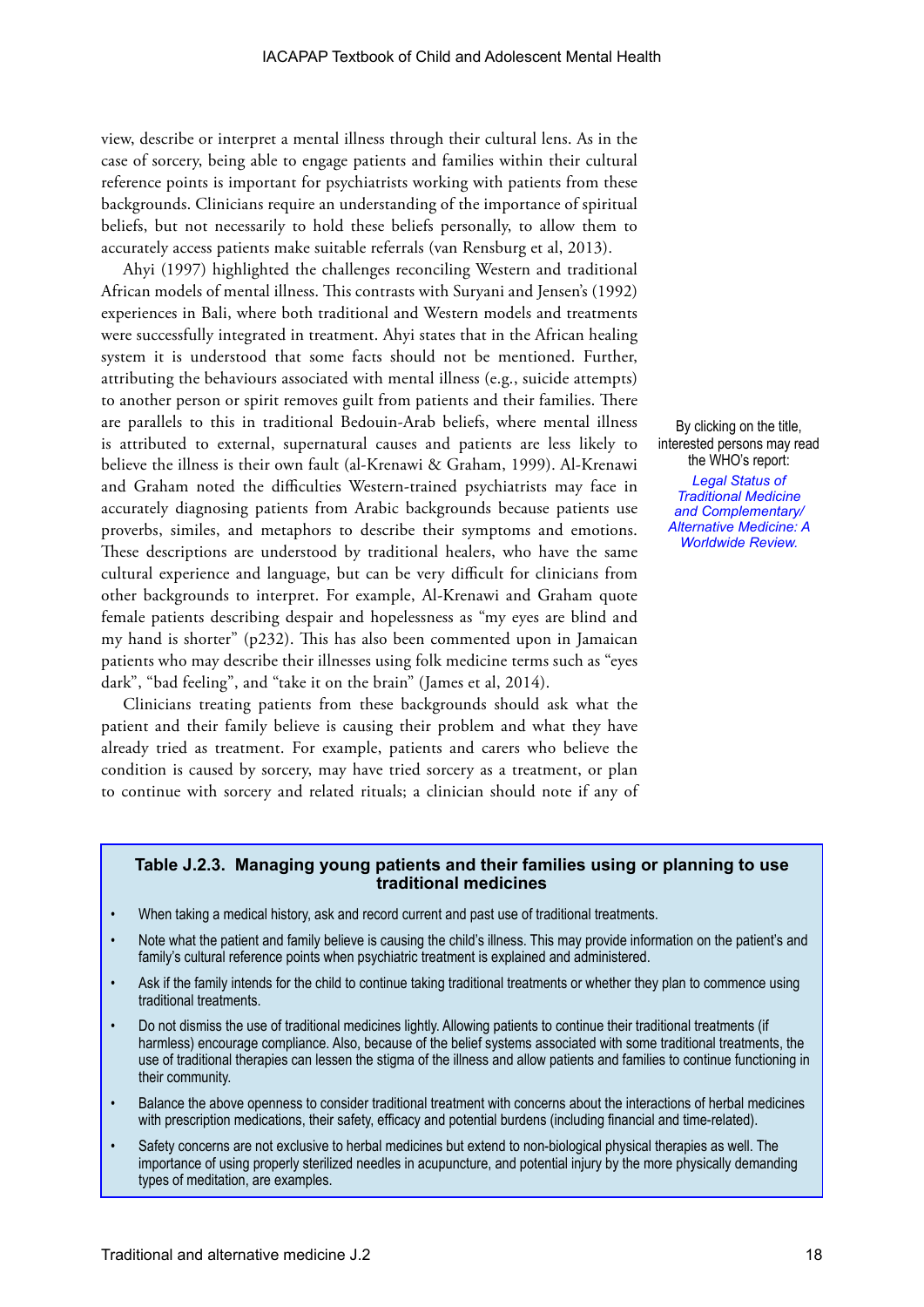view, describe or interpret a mental illness through their cultural lens. As in the case of sorcery, being able to engage patients and families within their cultural reference points is important for psychiatrists working with patients from these backgrounds. Clinicians require an understanding of the importance of spiritual beliefs, but not necessarily to hold these beliefs personally, to allow them to accurately access patients make suitable referrals (van Rensburg et al, 2013).

Ahyi (1997) highlighted the challenges reconciling Western and traditional African models of mental illness. This contrasts with Suryani and Jensen's (1992) experiences in Bali, where both traditional and Western models and treatments were successfully integrated in treatment. Ahyi states that in the African healing system it is understood that some facts should not be mentioned. Further, attributing the behaviours associated with mental illness (e.g., suicide attempts) to another person or spirit removes guilt from patients and their families. There are parallels to this in traditional Bedouin-Arab beliefs, where mental illness is attributed to external, supernatural causes and patients are less likely to believe the illness is their own fault (al-Krenawi & Graham, 1999). Al-Krenawi and Graham noted the difficulties Western-trained psychiatrists may face in accurately diagnosing patients from Arabic backgrounds because patients use proverbs, similes, and metaphors to describe their symptoms and emotions. These descriptions are understood by traditional healers, who have the same cultural experience and language, but can be very difficult for clinicians from other backgrounds to interpret. For example, Al-Krenawi and Graham quote female patients describing despair and hopelessness as "my eyes are blind and my hand is shorter" (p232). This has also been commented upon in Jamaican patients who may describe their illnesses using folk medicine terms such as "eyes dark", "bad feeling", and "take it on the brain" (James et al, 2014).

Clinicians treating patients from these backgrounds should ask what the patient and their family believe is causing their problem and what they have already tried as treatment. For example, patients and carers who believe the condition is caused by sorcery, may have tried sorcery as a treatment, or plan to continue with sorcery and related rituals; a clinician should note if any of

By clicking on the title, interested persons may read the WHO's report: *Legal Status of Traditional Medicine and Complementary/ Alternative Medicine: A Worldwide Review.*

**Table J.2.3. Managing young patients and their families using or planning to use traditional medicines**

- When taking a medical history, ask and record current and past use of traditional treatments.
- Note what the patient and family believe is causing the child's illness. This may provide information on the patient's and family's cultural reference points when psychiatric treatment is explained and administered.
- Ask if the family intends for the child to continue taking traditional treatments or whether they plan to commence using traditional treatments.
- Do not dismiss the use of traditional medicines lightly. Allowing patients to continue their traditional treatments (if harmless) encourage compliance. Also, because of the belief systems associated with some traditional treatments, the use of traditional therapies can lessen the stigma of the illness and allow patients and families to continue functioning in their community.
- Balance the above openness to consider traditional treatment with concerns about the interactions of herbal medicines with prescription medications, their safety, efficacy and potential burdens (including financial and time-related).
- Safety concerns are not exclusive to herbal medicines but extend to non-biological physical therapies as well. The importance of using properly sterilized needles in acupuncture, and potential injury by the more physically demanding types of meditation, are examples.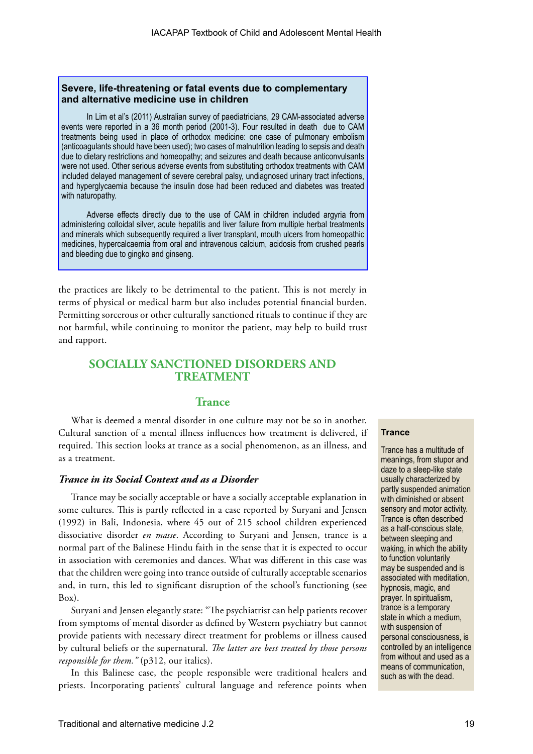**Severe, life-threatening or fatal events due to complementary and alternative medicine use in children**

In Lim et al's (2011) Australian survey of paediatricians, 29 CAM-associated adverse events were reported in a 36 month period (2001-3). Four resulted in death due to CAM treatments being used in place of orthodox medicine: one case of pulmonary embolism (anticoagulants should have been used); two cases of malnutrition leading to sepsis and death due to dietary restrictions and homeopathy; and seizures and death because anticonvulsants were not used. Other serious adverse events from substituting orthodox treatments with CAM included delayed management of severe cerebral palsy, undiagnosed urinary tract infections, and hyperglycaemia because the insulin dose had been reduced and diabetes was treated with naturopathy.

Adverse effects directly due to the use of CAM in children included argyria from administering colloidal silver, acute hepatitis and liver failure from multiple herbal treatments and minerals which subsequently required a liver transplant, mouth ulcers from homeopathic medicines, hypercalcaemia from oral and intravenous calcium, acidosis from crushed pearls and bleeding due to gingko and ginseng.

the practices are likely to be detrimental to the patient. This is not merely in terms of physical or medical harm but also includes potential financial burden. Permitting sorcerous or other culturally sanctioned rituals to continue if they are not harmful, while continuing to monitor the patient, may help to build trust and rapport.

## SOCIALLY SANCTIONED DISORDERS AND TREATMENT

### Trance

What is deemed a mental disorder in one culture may not be so in another. Cultural sanction of a mental illness influences how treatment is delivered, if required. This section looks at trance as a social phenomenon, as an illness, and as a treatment.

#### *Trance in its Social Context and as a Disorder*

Trance may be socially acceptable or have a socially acceptable explanation in some cultures. This is partly reflected in a case reported by Suryani and Jensen (1992) in Bali, Indonesia, where 45 out of 215 school children experienced dissociative disorder *en masse*. According to Suryani and Jensen, trance is a normal part of the Balinese Hindu faith in the sense that it is expected to occur in association with ceremonies and dances. What was different in this case was that the children were going into trance outside of culturally acceptable scenarios and, in turn, this led to significant disruption of the school's functioning (see Box).

Suryani and Jensen elegantly state: "The psychiatrist can help patients recover from symptoms of mental disorder as defined by Western psychiatry but cannot provide patients with necessary direct treatment for problems or illness caused by cultural beliefs or the supernatural. *The latter are best treated by those persons responsible for them."* (p312, our italics).

In this Balinese case, the people responsible were traditional healers and priests. Incorporating patients' cultural language and reference points when

**Trance**

Trance has a multitude of meanings, from stupor and daze to a sleep-like state usually characterized by partly suspended animation with diminished or absent sensory and motor activity. Trance is often described as a half-conscious state, between sleeping and waking, in which the ability to function voluntarily may be suspended and is associated with meditation, hypnosis, magic, and prayer. In spiritualism, trance is a temporary state in which a medium, with suspension of personal consciousness, is controlled by an intelligence from without and used as a means of communication, such as with the dead.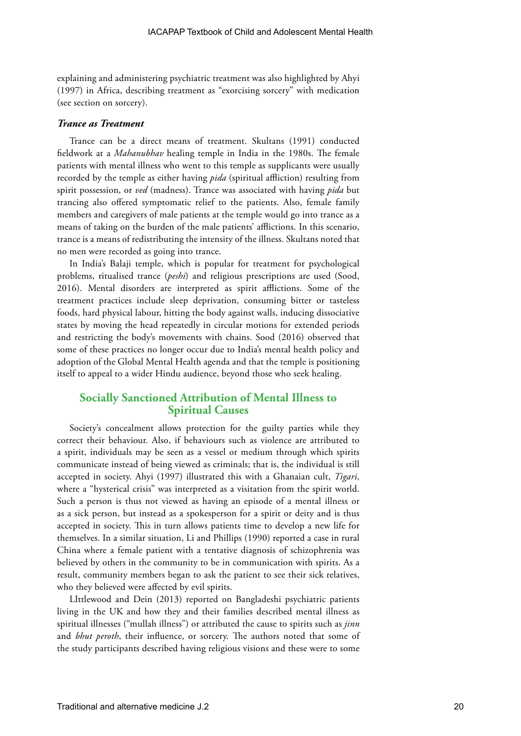explaining and administering psychiatric treatment was also highlighted by Ahyi (1997) in Africa, describing treatment as "exorcising sorcery" with medication (see section on sorcery).

### *Trance as Treatment*

Trance can be a direct means of treatment. Skultans (1991) conducted fieldwork at a *Mahanubhav* healing temple in India in the 1980s. The female patients with mental illness who went to this temple as supplicants were usually recorded by the temple as either having *pida* (spiritual affliction) resulting from spirit possession, or *ved* (madness). Trance was associated with having *pida* but trancing also offered symptomatic relief to the patients. Also, female family members and caregivers of male patients at the temple would go into trance as a means of taking on the burden of the male patients' afflictions. In this scenario, trance is a means of redistributing the intensity of the illness. Skultans noted that no men were recorded as going into trance.

In India's Balaji temple, which is popular for treatment for psychological problems, ritualised trance (*peshi*) and religious prescriptions are used (Sood, 2016). Mental disorders are interpreted as spirit afflictions. Some of the treatment practices include sleep deprivation, consuming bitter or tasteless foods, hard physical labour, hitting the body against walls, inducing dissociative states by moving the head repeatedly in circular motions for extended periods and restricting the body's movements with chains. Sood (2016) observed that some of these practices no longer occur due to India's mental health policy and adoption of the Global Mental Health agenda and that the temple is positioning itself to appeal to a wider Hindu audience, beyond those who seek healing.

## Socially Sanctioned Attribution of Mental Illness to Spiritual Causes

Society's concealment allows protection for the guilty parties while they correct their behaviour. Also, if behaviours such as violence are attributed to a spirit, individuals may be seen as a vessel or medium through which spirits communicate instead of being viewed as criminals; that is, the individual is still accepted in society. Ahyi (1997) illustrated this with a Ghanaian cult, *Tigari*, where a "hysterical crisis" was interpreted as a visitation from the spirit world. Such a person is thus not viewed as having an episode of a mental illness or as a sick person, but instead as a spokesperson for a spirit or deity and is thus accepted in society. This in turn allows patients time to develop a new life for themselves. In a similar situation, Li and Phillips (1990) reported a case in rural China where a female patient with a tentative diagnosis of schizophrenia was believed by others in the community to be in communication with spirits. As a result, community members began to ask the patient to see their sick relatives, who they believed were affected by evil spirits.

LIttlewood and Dein (2013) reported on Bangladeshi psychiatric patients living in the UK and how they and their families described mental illness as spiritual illnesses ("mullah illness") or attributed the cause to spirits such as *jinn* and *bhut peroth*, their influence, or sorcery. The authors noted that some of the study participants described having religious visions and these were to some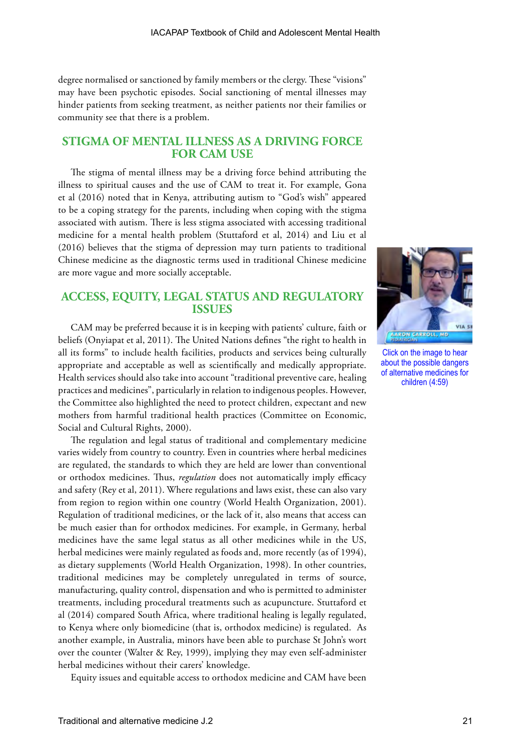degree normalised or sanctioned by family members or the clergy. These "visions" may have been psychotic episodes. Social sanctioning of mental illnesses may hinder patients from seeking treatment, as neither patients nor their families or community see that there is a problem.

## STIGMA OF MENTAL ILLNESS AS A DRIVING FORCE FOR CAM USE

The stigma of mental illness may be a driving force behind attributing the illness to spiritual causes and the use of CAM to treat it. For example, Gona et al (2016) noted that in Kenya, attributing autism to "God's wish" appeared to be a coping strategy for the parents, including when coping with the stigma associated with autism. There is less stigma associated with accessing traditional medicine for a mental health problem (Stuttaford et al, 2014) and Liu et al (2016) believes that the stigma of depression may turn patients to traditional Chinese medicine as the diagnostic terms used in traditional Chinese medicine are more vague and more socially acceptable.

Click on the image to hear about the possible dangers of alternative medicines for children (4:59)

## ACCESS, EQUITY, LEGAL STATUS AND REGULATORY ISSUES

CAM may be preferred because it is in keeping with patients' culture, faith or beliefs (Onyiapat et al, 2011). The United Nations defines "the right to health in all its forms" to include health facilities, products and services being culturally appropriate and acceptable as well as scientifically and medically appropriate. Health services should also take into account "traditional preventive care, healing practices and medicines", particularly in relation to indigenous peoples. However, the Committee also highlighted the need to protect children, expectant and new mothers from harmful traditional health practices (Committee on Economic, Social and Cultural Rights, 2000).

The regulation and legal status of traditional and complementary medicine varies widely from country to country. Even in countries where herbal medicines are regulated, the standards to which they are held are lower than conventional or orthodox medicines. Thus, *regulation* does not automatically imply efficacy and safety (Rey et al, 2011). Where regulations and laws exist, these can also vary from region to region within one country (World Health Organization, 2001). Regulation of traditional medicines, or the lack of it, also means that access can be much easier than for orthodox medicines. For example, in Germany, herbal medicines have the same legal status as all other medicines while in the US, herbal medicines were mainly regulated as foods and, more recently (as of 1994), as dietary supplements (World Health Organization, 1998). In other countries, traditional medicines may be completely unregulated in terms of source, manufacturing, quality control, dispensation and who is permitted to administer treatments, including procedural treatments such as acupuncture. Stuttaford et al (2014) compared South Africa, where traditional healing is legally regulated, to Kenya where only biomedicine (that is, orthodox medicine) is regulated. As another example, in Australia, minors have been able to purchase St John's wort over the counter (Walter & Rey, 1999), implying they may even self-administer herbal medicines without their carers' knowledge.

Equity issues and equitable access to orthodox medicine and CAM have been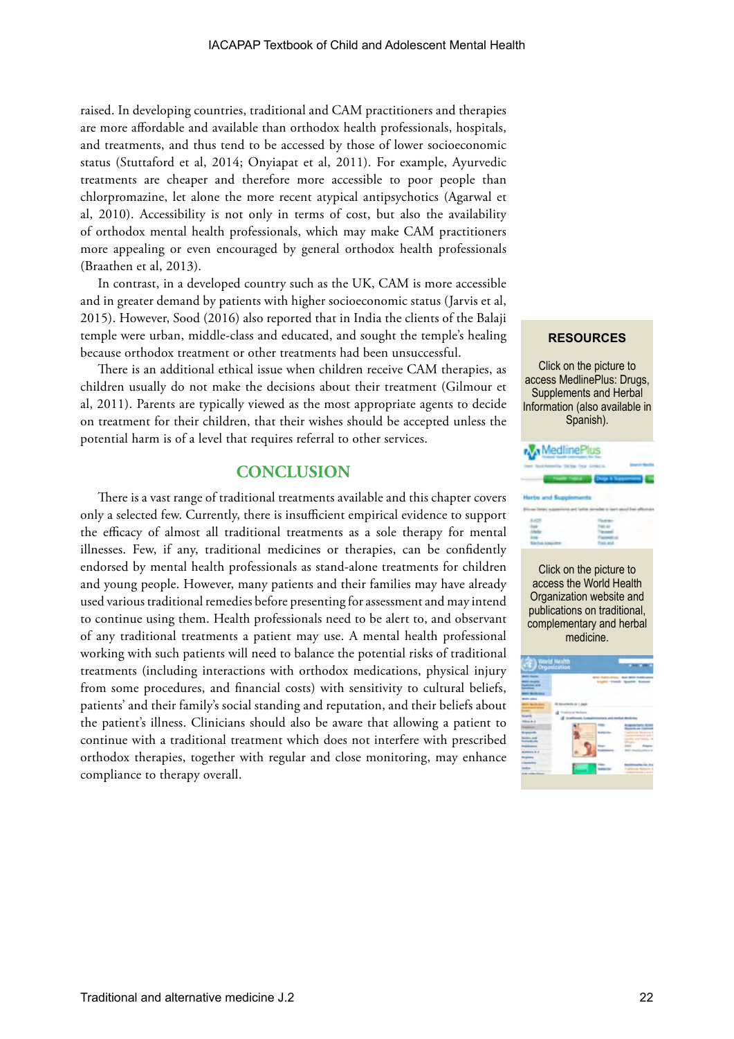raised. In developing countries, traditional and CAM practitioners and therapies are more affordable and available than orthodox health professionals, hospitals, and treatments, and thus tend to be accessed by those of lower socioeconomic status (Stuttaford et al, 2014; Onyiapat et al, 2011). For example, Ayurvedic treatments are cheaper and therefore more accessible to poor people than chlorpromazine, let alone the more recent atypical antipsychotics (Agarwal et al, 2010). Accessibility is not only in terms of cost, but also the availability of orthodox mental health professionals, which may make CAM practitioners more appealing or even encouraged by general orthodox health professionals (Braathen et al, 2013).

In contrast, in a developed country such as the UK, CAM is more accessible and in greater demand by patients with higher socioeconomic status (Jarvis et al, 2015). However, Sood (2016) also reported that in India the clients of the Balaji temple were urban, middle-class and educated, and sought the temple's healing because orthodox treatment or other treatments had been unsuccessful.

There is an additional ethical issue when children receive CAM therapies, as children usually do not make the decisions about their treatment (Gilmour et al, 2011). Parents are typically viewed as the most appropriate agents to decide on treatment for their children, that their wishes should be accepted unless the potential harm is of a level that requires referral to other services.

## CONCLUSION

There is a vast range of traditional treatments available and this chapter covers only a selected few. Currently, there is insufficient empirical evidence to support the efficacy of almost all traditional treatments as a sole therapy for mental illnesses. Few, if any, traditional medicines or therapies, can be confidently endorsed by mental health professionals as stand-alone treatments for children and young people. However, many patients and their families may have already used various traditional remedies before presenting for assessment and may intend to continue using them. Health professionals need to be alert to, and observant of any traditional treatments a patient may use. A mental health professional working with such patients will need to balance the potential risks of traditional treatments (including interactions with orthodox medications, physical injury from some procedures, and financial costs) with sensitivity to cultural beliefs, patients' and their family's social standing and reputation, and their beliefs about the patient's illness. Clinicians should also be aware that allowing a patient to continue with a traditional treatment which does not interfere with prescribed orthodox therapies, together with regular and close monitoring, may enhance compliance to therapy overall.

**RESOURCES**

Click on the picture to access MedlinePlus: Drugs, Supplements and Herbal Information (also available in Spanish).

Click on the picture to access the World Health Organization website and publications on traditional, complementary and herbal medicine.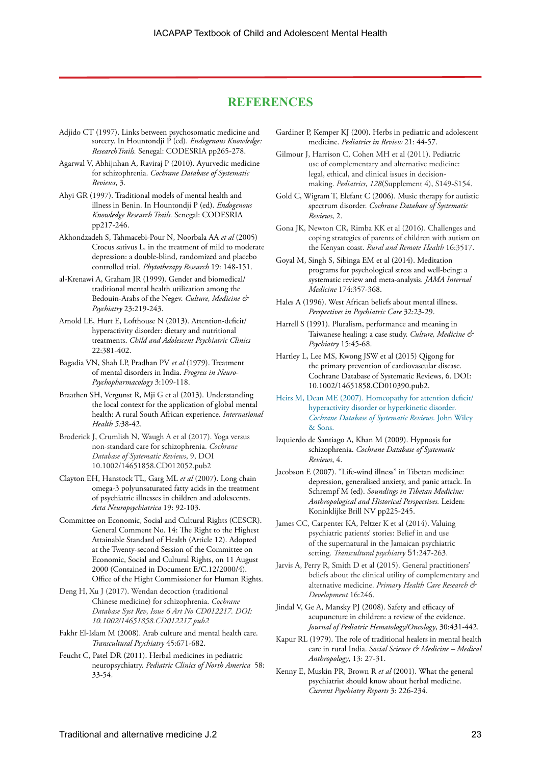## REFERENCES

Adjido CT (1997). Links between psychosomatic medicine and sorcery. In Hountondji P (ed). *Endogenous Knowledge: ResearchTrails.* Senegal: CODESRIA pp265-278.

Agarwal V, Abhijnhan A, Raviraj P (2010). Ayurvedic medicine for schizophrenia. *Cochrane Database of Systematic Reviews*, 3.

Ahyi GR (1997). Traditional models of mental health and illness in Benin. In Hountondji P (ed). *Endogenous Knowledge Research Trails.* Senegal: CODESRIA pp217-246.

Akhondzadeh S, Tahmacebi-Pour N, Noorbala AA *et al* (2005) Crocus sativus L. in the treatment of mild to moderate depression: a double-blind, randomized and placebo controlled trial. *Phytotherapy Research* 19: 148-151.

al-Krenawi A, Graham JR (1999). Gender and biomedical/traditional mental health utilization among the Bedouin-Arabs of the Negev. *Culture, Medicine & Psychiatry* 23:219-243.

Arnold LE, Hurt E, Lofthouse N (2013). Attention-deficit/hyperactivity disorder: dietary and nutritional treatments. *Child and Adolescent Psychiatric Clinics* 22:381-402.

Bagadia VN, Shah LP, Pradhan PV *et al* (1979). Treatment of mental disorders in India. *Progress in Neuro-Psychopharmacology* 3:109-118.

Braathen SH, Vergunst R, Mji G et al (2013). Understanding the local context for the application of global mental health: A rural South African experience. *International Health 5*:38-42.

Broderick J, Crumlish N, Waugh A et al (2017). Yoga versus non-standard care for schizophrenia. *Cochrane Database of Systematic Reviews*, 9, DOI 10.1002/14651858.CD012052.pub2

Clayton EH, Hanstock TL, Garg ML *et al* (2007). Long chain omega-3 polyunsaturated fatty acids in the treatment of psychiatric illnesses in children and adolescents. *Acta Neuropsychiatrica* 19: 92-103.

Committee on Economic, Social and Cultural Rights (CESCR). General Comment No. 14: The Right to the Highest Attainable Standard of Health (Article 12). Adopted at the Twenty-second Session of the Committee on Economic, Social and Cultural Rights, on 11 August 2000 (Contained in Document E/C.12/2000/4). Office of the Hight Commissioner for Human Rights.

Deng H, Xu J (2017). Wendan decoction (traditional Chinese medicine) for schizophrenia. *Cochrane Database Syst Rev, Issue 6 Art No CD012217. DOI: 10.1002/14651858.CD012217.pub2*

Fakhr El-Islam M (2008). Arab culture and mental health care. *Transcultural Psychiatry* 45:671-682.

Feucht C, Patel DR (2011). Herbal medicines in pediatric neuropsychiatry. *Pediatric Clinics of North America* 58: 33-54.

Gardiner P, Kemper KJ (200). Herbs in pediatric and adolescent medicine. *Pediatrics in Review* 21: 44-57.

Gilmour J, Harrison C, Cohen MH et al (2011). Pediatric use of complementary and alternative medicine: legal, ethical, and clinical issues in decision-making. *Pediatrics*, *128*(Supplement 4), S149-S154.

Gold C, Wigram T, Elefant C (2006). Music therapy for autistic spectrum disorder. *Cochrane Database of Systematic Reviews*, 2.

Gona JK, Newton CR, Rimba KK et al (2016). Challenges and coping strategies of parents of children with autism on the Kenyan coast. *Rural and Remote Health* 16:3517.

Goyal M, Singh S, Sibinga EM et al (2014). Meditation programs for psychological stress and well-being: a systematic review and meta-analysis. *JAMA Internal Medicine* 174:357-368.

Hales A (1996). West African beliefs about mental illness. *Perspectives in Psychiatric Care* 32:23-29.

Harrell S (1991). Pluralism, performance and meaning in Taiwanese healing: a case study. *Culture, Medicine & Psychiatry* 15:45-68.

Hartley L, Lee MS, Kwong JSW et al (2015) Qigong for the primary prevention of cardiovascular disease. Cochrane Database of Systematic Reviews, 6. DOI: 10.1002/14651858.CD010390.pub2.

Heirs M, Dean ME (2007). Homeopathy for attention deficit/hyperactivity disorder or hyperkinetic disorder. *Cochrane Database of Systematic Reviews.* John Wiley & Sons.

Izquierdo de Santiago A, Khan M (2009). Hypnosis for schizophrenia. *Cochrane Database of Systematic Reviews*, 4.

Jacobson E (2007). "Life-wind illness" in Tibetan medicine: depression, generalised anxiety, and panic attack. In Schrempf M (ed). *Soundings in Tibetan Medicine: Anthropological and Historical Perspectives.* Leiden: Koninklijke Brill NV pp225-245.

James CC, Carpenter KA, Peltzer K et al (2014). Valuing psychiatric patients' stories: Belief in and use of the supernatural in the Jamaican psychiatric setting. *Transcultural psychiatry* 51:247-263.

Jarvis A, Perry R, Smith D et al (2015). General practitioners' beliefs about the clinical utility of complementary and alternative medicine. *Primary Health Care Research & Development* 16:246.

Jindal V, Ge A, Mansky PJ (2008). Safety and efficacy of acupuncture in children: a review of the evidence. *Journal of Pediatric Hematology/Oncology*, 30:431-442.

Kapur RL (1979). The role of traditional healers in mental health care in rural India. *Social Science & Medicine – Medical Anthropology*, 13: 27-31.

Kenny E, Muskin PR, Brown R *et al* (2001). What the general psychiatrist should know about herbal medicine. *Current Psychiatry Reports* 3: 226-234.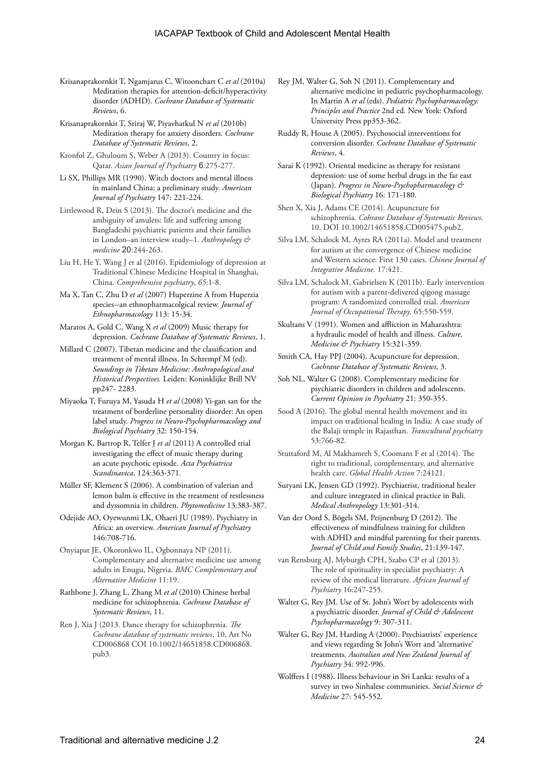Krisanaprakornkit T, Ngamjarus C, Witoonchart C *et al* (2010a) Meditation therapies for attention-deficit/hyperactivity disorder (ADHD). *Cochrane Database of Systematic Reviews*, 6.

Krisanaprakornkit T, Sriraj W, Piyavhatkul N *et al* (2010b) Meditation therapy for anxiety disorders. *Cochrane Database of Systematic Reviews*, 2.

Kronfol Z, Ghuloum S, Weber A (2013). Country in focus: Qatar. *Asian Journal of Psychiatry* 6:275-277.

Li SX, Phillips MR (1990). Witch doctors and mental illness in mainland China: a preliminary study. *American Journal of Psychiatry* 147: 221-224.

Littlewood R, Dein S (2013). The doctor's medicine and the ambiguity of amulets: life and suffering among Bangladeshi psychiatric patients and their families in London–an interview study–1. *Anthropology & medicine* 20:244-263.

Liu H, He Y, Wang J et al (2016). Epidemiology of depression at Traditional Chinese Medicine Hospital in Shanghai, China. *Comprehensive psychiatry*, *65*:1-8.

Ma X, Tan C, Zhu D *et al* (2007) Huperzine A from Huperzia species--an ethnopharmacolgical review. *Journal of Ethnopharmacology* 113: 15-34.

Maratos A, Gold C, Wang X *et al* (2009) Music therapy for depression. *Cochrane Database of Systematic Reviews*, 1.

Millard C (2007). Tibetan medicine and the classification and treatment of mental illness. In Schrempf M (ed). *Soundings in Tibetan Medicine: Anthropological and Historical Perspectives.* Leiden: Koninklijke Brill NV pp247- 2283.

Miyaoka T, Furuya M, Yasuda H *et al* (2008) Yi-gan san for the treatment of borderline personality disorder: An open label study. *Progress in Neuro-Psychopharmacology and Biological Psychiatry* 32: 150-154.

Morgan K, Bartrop R, Telfer J *et al* (2011) A controlled trial investigating the effect of music therapy during an acute psychotic episode. *Acta Psychiatrica Scandinavica*, 124:363-371.

Müller SF, Klement S (2006). A combination of valerian and lemon balm is effective in the treatment of restlessness and dyssomnia in children. *Phytomedicine* 13:383-387.

Odejide AO, Oyewunmi LK, Ohaeri JU (1989). Psychiatry in Africa: an overview. *American Journal of Psychiatry* 146:708-716.

Onyiapat JE, Okoronkwo IL, Ogbonnaya NP (2011). Complementary and alternative medicine use among adults in Enugu, Nigeria. *BMC Complementary and Alternative Medicine* 11:19.

Rathbone J, Zhang L, Zhang M *et al* (2010) Chinese herbal medicine for schizophrenia. *Cochrane Database of Systematic Reviews*, 11.

Ren J, Xia J (2013. Dance therapy for schizophrenia. *The Cochrane database of systematic reviews*, 10, Art No CD006868 COI 10.1002/14651858.CD006868.pub3.

Rey JM, Walter G, Soh N (2011). Complementary and alternative medicine in pediatric psychopharmacology. In Martin A *et al* (eds). *Pediatric Psychopharmacology: Principles and Practice* 2nd ed*.* New York: Oxford University Press pp353-362.

Ruddy R, House A (2005). Psychosocial interventions for conversion disorder. *Cochrane Database of Systematic Reviews*, 4.

Sarai K (1992). Oriental medicine as therapy for resistant depression: use of some herbal drugs in the far east (Japan). *Progress in Neuro-Psychopharmacology & Biological Psychiatry* 16: 171-180.

Shen X, Xia J, Adams CE (2014). Acupuncture for schizophrenia. *Cohrane Database of Systematic Reviews*. 10. DOI 10.1002/14651858.CD005475.pub2.

Silva LM, Schalock M, Ayres RA (2011a). Model and treatment for autism at the convergence of Chinese medicine and Western science: First 130 cases. *Chinese Journal of Integrative Medicine*. 17:421.

Silva LM, Schalock M, Gabrielsen K (2011b). Early intervention for autism with a parent-delivered qigong massage program: A randomized controlled trial. *American Journal of Occupational Therapy*. 65:550-559.

Skultans V (1991). Women and affliction in Maharashtra: a hydraulic model of health and illness. *Culture, Medicine & Psychiatry* 15:321-359.

Smith CA, Hay PPJ (2004). Acupuncture for depression. *Cochrane Database of Systematic Reviews*, 3.

Soh NL, Walter G (2008). Complementary medicine for psychiatric disorders in children and adolescents. *Current Opinion in Psychiatry* 21: 350-355.

Sood A (2016). The global mental health movement and its impact on traditional healing in India: A case study of the Balaji temple in Rajasthan. *Transcultural psychiatry* 53:766-82.

Stuttaford M, Al Makhamreh S, Coomans F et al (2014). The right to traditional, complementary, and alternative health care. *Global Health Action* 7:24121.

Suryani LK, Jensen GD (1992). Psychiatrist, traditional healer and culture integrated in clinical practice in Bali. *Medical Anthropology* 13:301-314.

Van der Oord S, Bögels SM, Peijnenburg D (2012). The effectiveness of mindfulness training for children with ADHD and mindful parenting for their parents. *Journal of Child and Family Studies*, 21:139-147.

van Rensburg AJ, Myburgh CPH, Szabo CP et al (2013). The role of spirituality in specialist psychiatry: A review of the medical literature. *African Journal of Psychiatry* 16:247-255.

Walter G, Rey JM. Use of St. John's Wort by adolescents with a psychiatric disorder. *Journal of Child & Adolescent Psychopharmacology* 9: 307-311.

Walter G, Rey JM, Harding A (2000). Psychiatrists' experience and views regarding St John's Wort and 'alternative' treatments. *Australian and New Zealand Journal of Psychiatry* 34: 992-996.

Wolffers I (1988). Illness behaviour in Sri Lanka: results of a survey in two Sinhalese communities. *Social Science & Medicine* 27: 545-552.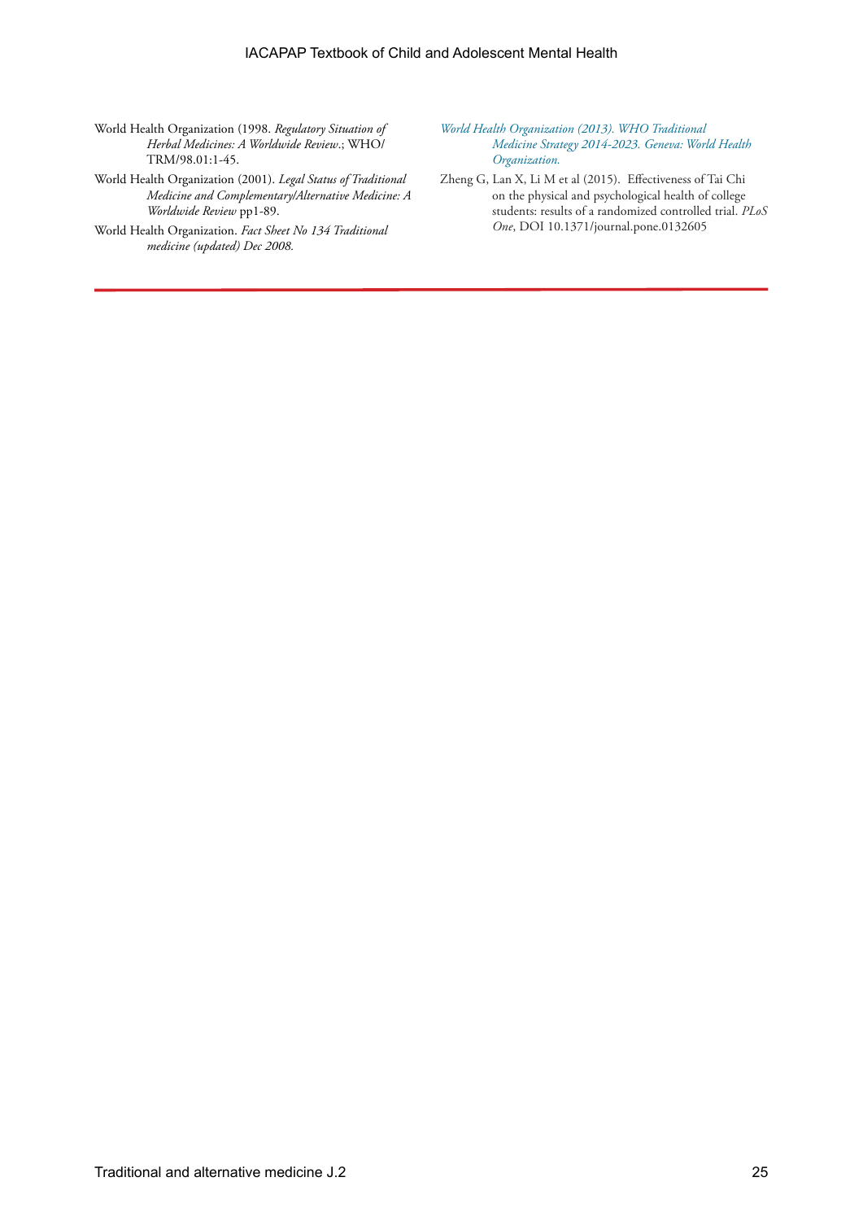World Health Organization (1998. *Regulatory Situation of Herbal Medicines: A Worldwide Review*.; WHO/ TRM/98.01:1-45.

World Health Organization (2001). *Legal Status of Traditional Medicine and Complementary/Alternative Medicine: A Worldwide Review* pp1-89.

World Health Organization. *Fact Sheet No 134 Traditional medicine (updated) Dec 2008.*

*World Health Organization (2013). WHO Traditional Medicine Strategy 2014-2023. Geneva: World Health Organization.*

Zheng G, Lan X, Li M et al (2015). Effectiveness of Tai Chi on the physical and psychological health of college students: results of a randomized controlled trial. *PLoS One*, DOI 10.1371/journal.pone.0132605